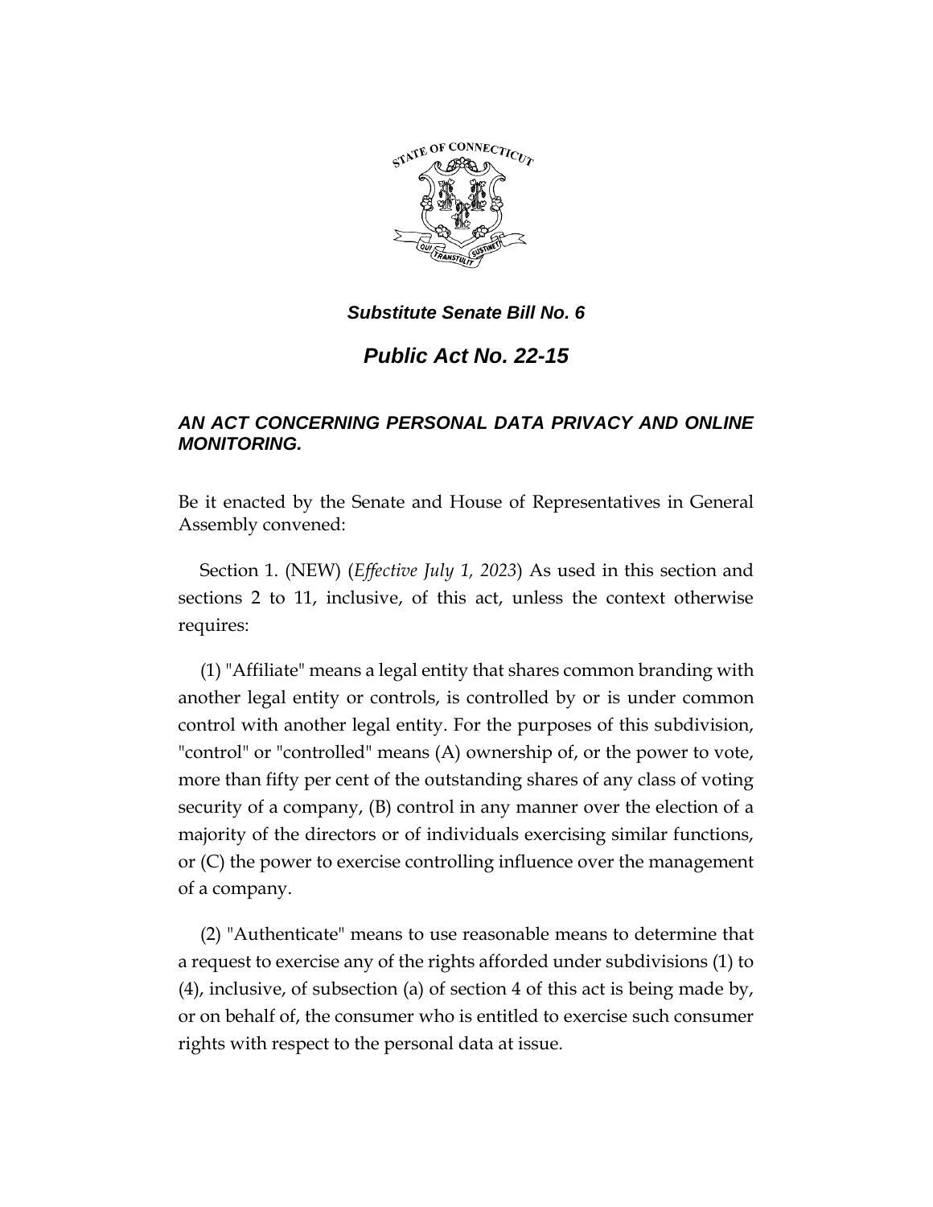***Substitute Senate Bill No. 6***

# ***Public Act No. 22-15***

***AN ACT CONCERNING PERSONAL DATA PRIVACY AND ONLINE MONITORING.***

Be it enacted by the Senate and House of Representatives in General Assembly convened:

Section 1. (NEW) (*Effective July 1, 2023*) As used in this section and sections 2 to 11, inclusive, of this act, unless the context otherwise requires:

(1) "Affiliate" means a legal entity that shares common branding with another legal entity or controls, is controlled by or is under common control with another legal entity. For the purposes of this subdivision, "control" or "controlled" means (A) ownership of, or the power to vote, more than fifty per cent of the outstanding shares of any class of voting security of a company, (B) control in any manner over the election of a majority of the directors or of individuals exercising similar functions, or (C) the power to exercise controlling influence over the management of a company.

(2) "Authenticate" means to use reasonable means to determine that a request to exercise any of the rights afforded under subdivisions (1) to (4), inclusive, of subsection (a) of section 4 of this act is being made by, or on behalf of, the consumer who is entitled to exercise such consumer rights with respect to the personal data at issue.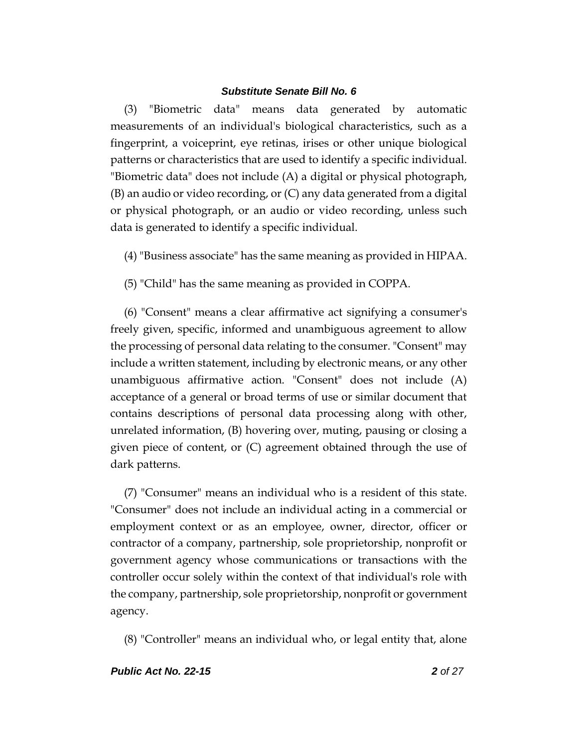(3) "Biometric data" means data generated by automatic measurements of an individual's biological characteristics, such as a fingerprint, a voiceprint, eye retinas, irises or other unique biological patterns or characteristics that are used to identify a specific individual. "Biometric data" does not include (A) a digital or physical photograph, (B) an audio or video recording, or (C) any data generated from a digital or physical photograph, or an audio or video recording, unless such data is generated to identify a specific individual.

(4) "Business associate" has the same meaning as provided in HIPAA.

(5) "Child" has the same meaning as provided in COPPA.

(6) "Consent" means a clear affirmative act signifying a consumer's freely given, specific, informed and unambiguous agreement to allow the processing of personal data relating to the consumer. "Consent" may include a written statement, including by electronic means, or any other unambiguous affirmative action. "Consent" does not include (A) acceptance of a general or broad terms of use or similar document that contains descriptions of personal data processing along with other, unrelated information, (B) hovering over, muting, pausing or closing a given piece of content, or (C) agreement obtained through the use of dark patterns.

(7) "Consumer" means an individual who is a resident of this state. "Consumer" does not include an individual acting in a commercial or employment context or as an employee, owner, director, officer or contractor of a company, partnership, sole proprietorship, nonprofit or government agency whose communications or transactions with the controller occur solely within the context of that individual's role with the company, partnership, sole proprietorship, nonprofit or government agency.

(8) "Controller" means an individual who, or legal entity that, alone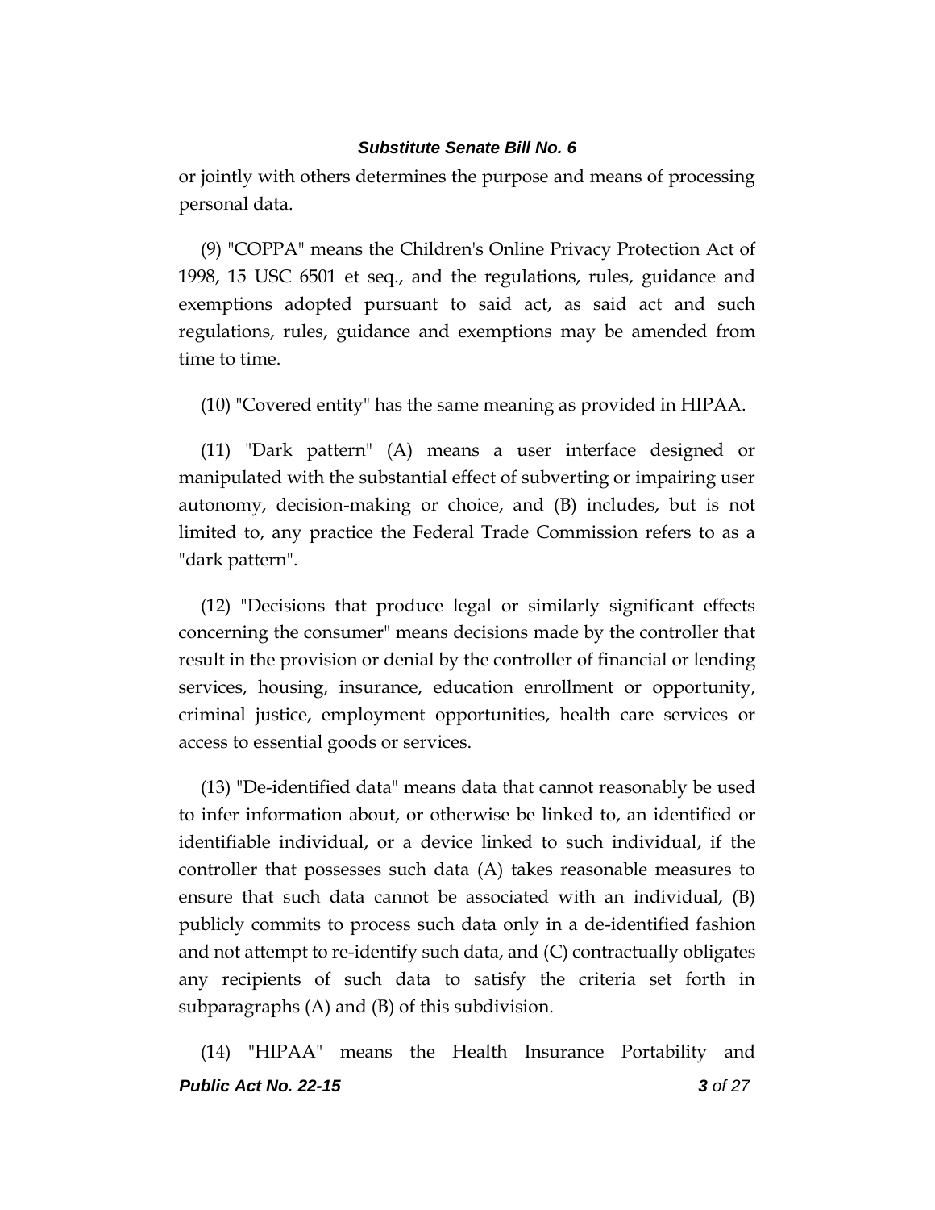or jointly with others determines the purpose and means of processing personal data.

(9) "COPPA" means the Children's Online Privacy Protection Act of 1998, 15 USC 6501 et seq., and the regulations, rules, guidance and exemptions adopted pursuant to said act, as said act and such regulations, rules, guidance and exemptions may be amended from time to time.

(10) "Covered entity" has the same meaning as provided in HIPAA.

(11) "Dark pattern" (A) means a user interface designed or manipulated with the substantial effect of subverting or impairing user autonomy, decision-making or choice, and (B) includes, but is not limited to, any practice the Federal Trade Commission refers to as a "dark pattern".

(12) "Decisions that produce legal or similarly significant effects concerning the consumer" means decisions made by the controller that result in the provision or denial by the controller of financial or lending services, housing, insurance, education enrollment or opportunity, criminal justice, employment opportunities, health care services or access to essential goods or services.

(13) "De-identified data" means data that cannot reasonably be used to infer information about, or otherwise be linked to, an identified or identifiable individual, or a device linked to such individual, if the controller that possesses such data (A) takes reasonable measures to ensure that such data cannot be associated with an individual, (B) publicly commits to process such data only in a de-identified fashion and not attempt to re-identify such data, and (C) contractually obligates any recipients of such data to satisfy the criteria set forth in subparagraphs (A) and (B) of this subdivision.

(14) "HIPAA" means the Health Insurance Portability and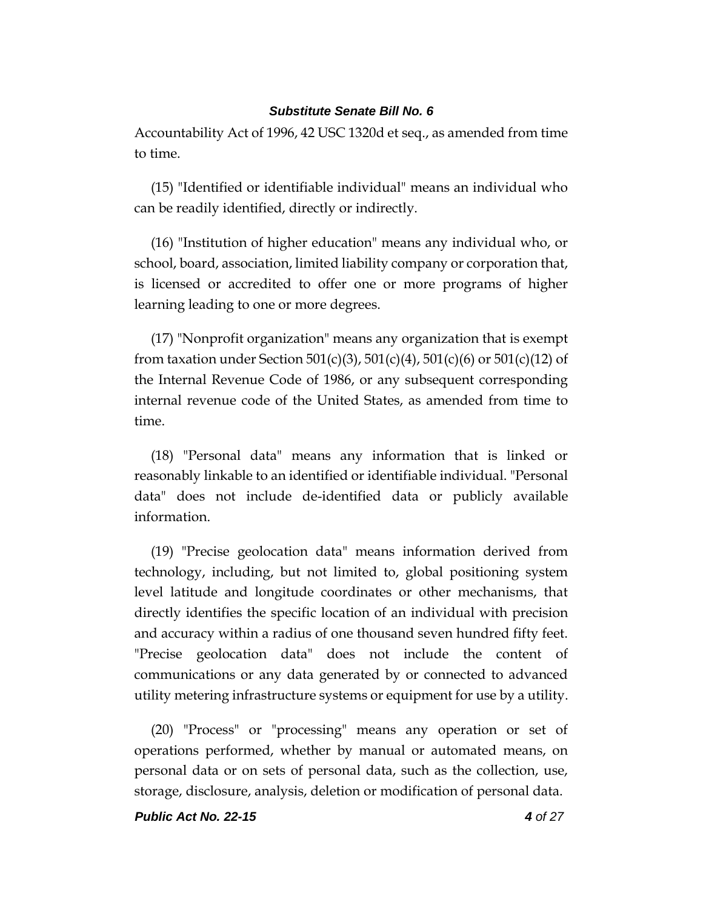Accountability Act of 1996, 42 USC 1320d et seq., as amended from time to time.

(15) "Identified or identifiable individual" means an individual who can be readily identified, directly or indirectly.

(16) "Institution of higher education" means any individual who, or school, board, association, limited liability company or corporation that, is licensed or accredited to offer one or more programs of higher learning leading to one or more degrees.

(17) "Nonprofit organization" means any organization that is exempt from taxation under Section 501(c)(3), 501(c)(4), 501(c)(6) or 501(c)(12) of the Internal Revenue Code of 1986, or any subsequent corresponding internal revenue code of the United States, as amended from time to time.

(18) "Personal data" means any information that is linked or reasonably linkable to an identified or identifiable individual. "Personal data" does not include de-identified data or publicly available information.

(19) "Precise geolocation data" means information derived from technology, including, but not limited to, global positioning system level latitude and longitude coordinates or other mechanisms, that directly identifies the specific location of an individual with precision and accuracy within a radius of one thousand seven hundred fifty feet. "Precise geolocation data" does not include the content of communications or any data generated by or connected to advanced utility metering infrastructure systems or equipment for use by a utility.

(20) "Process" or "processing" means any operation or set of operations performed, whether by manual or automated means, on personal data or on sets of personal data, such as the collection, use, storage, disclosure, analysis, deletion or modification of personal data.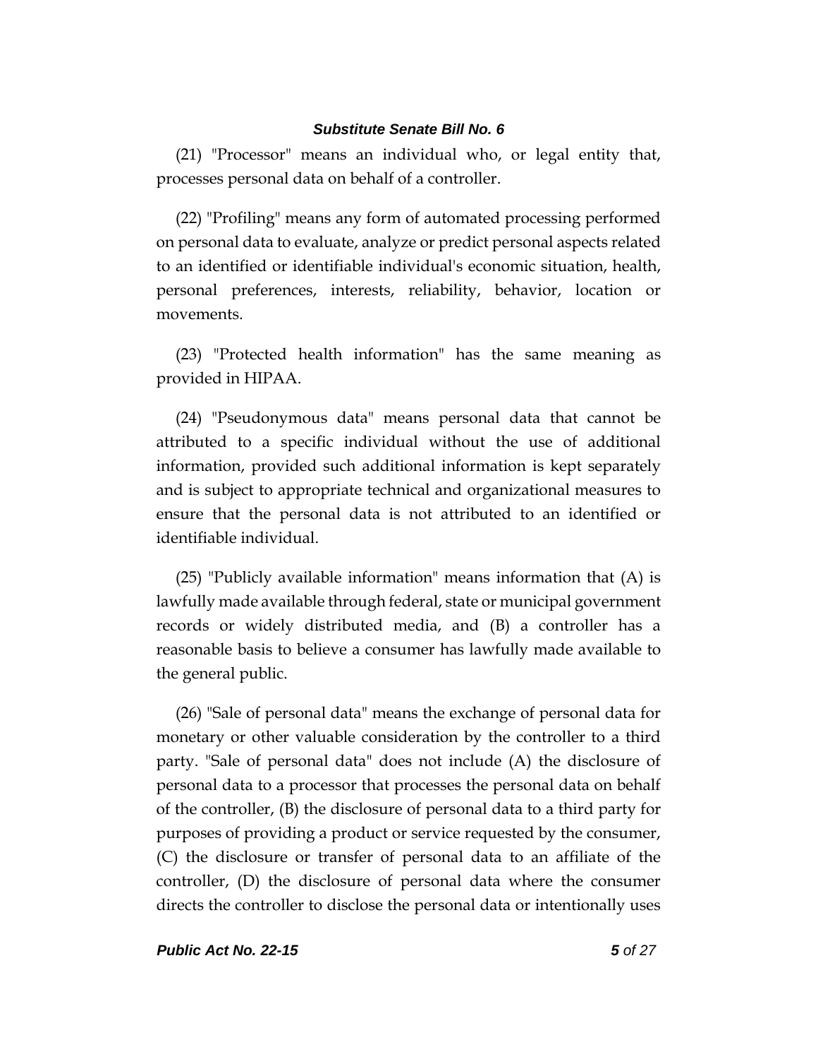(21) "Processor" means an individual who, or legal entity that, processes personal data on behalf of a controller.

(22) "Profiling" means any form of automated processing performed on personal data to evaluate, analyze or predict personal aspects related to an identified or identifiable individual's economic situation, health, personal preferences, interests, reliability, behavior, location or movements.

(23) "Protected health information" has the same meaning as provided in HIPAA.

(24) "Pseudonymous data" means personal data that cannot be attributed to a specific individual without the use of additional information, provided such additional information is kept separately and is subject to appropriate technical and organizational measures to ensure that the personal data is not attributed to an identified or identifiable individual.

(25) "Publicly available information" means information that (A) is lawfully made available through federal, state or municipal government records or widely distributed media, and (B) a controller has a reasonable basis to believe a consumer has lawfully made available to the general public.

(26) "Sale of personal data" means the exchange of personal data for monetary or other valuable consideration by the controller to a third party. "Sale of personal data" does not include (A) the disclosure of personal data to a processor that processes the personal data on behalf of the controller, (B) the disclosure of personal data to a third party for purposes of providing a product or service requested by the consumer, (C) the disclosure or transfer of personal data to an affiliate of the controller, (D) the disclosure of personal data where the consumer directs the controller to disclose the personal data or intentionally uses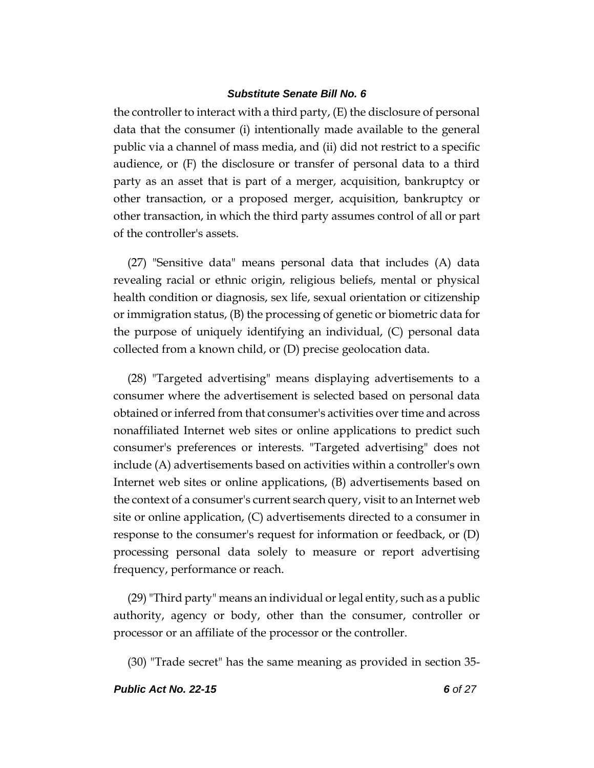the controller to interact with a third party, (E) the disclosure of personal data that the consumer (i) intentionally made available to the general public via a channel of mass media, and (ii) did not restrict to a specific audience, or (F) the disclosure or transfer of personal data to a third party as an asset that is part of a merger, acquisition, bankruptcy or other transaction, or a proposed merger, acquisition, bankruptcy or other transaction, in which the third party assumes control of all or part of the controller's assets.

(27) "Sensitive data" means personal data that includes (A) data revealing racial or ethnic origin, religious beliefs, mental or physical health condition or diagnosis, sex life, sexual orientation or citizenship or immigration status, (B) the processing of genetic or biometric data for the purpose of uniquely identifying an individual, (C) personal data collected from a known child, or (D) precise geolocation data.

(28) "Targeted advertising" means displaying advertisements to a consumer where the advertisement is selected based on personal data obtained or inferred from that consumer's activities over time and across nonaffiliated Internet web sites or online applications to predict such consumer's preferences or interests. "Targeted advertising" does not include (A) advertisements based on activities within a controller's own Internet web sites or online applications, (B) advertisements based on the context of a consumer's current search query, visit to an Internet web site or online application, (C) advertisements directed to a consumer in response to the consumer's request for information or feedback, or (D) processing personal data solely to measure or report advertising frequency, performance or reach.

(29) "Third party" means an individual or legal entity, such as a public authority, agency or body, other than the consumer, controller or processor or an affiliate of the processor or the controller.

(30) "Trade secret" has the same meaning as provided in section 35-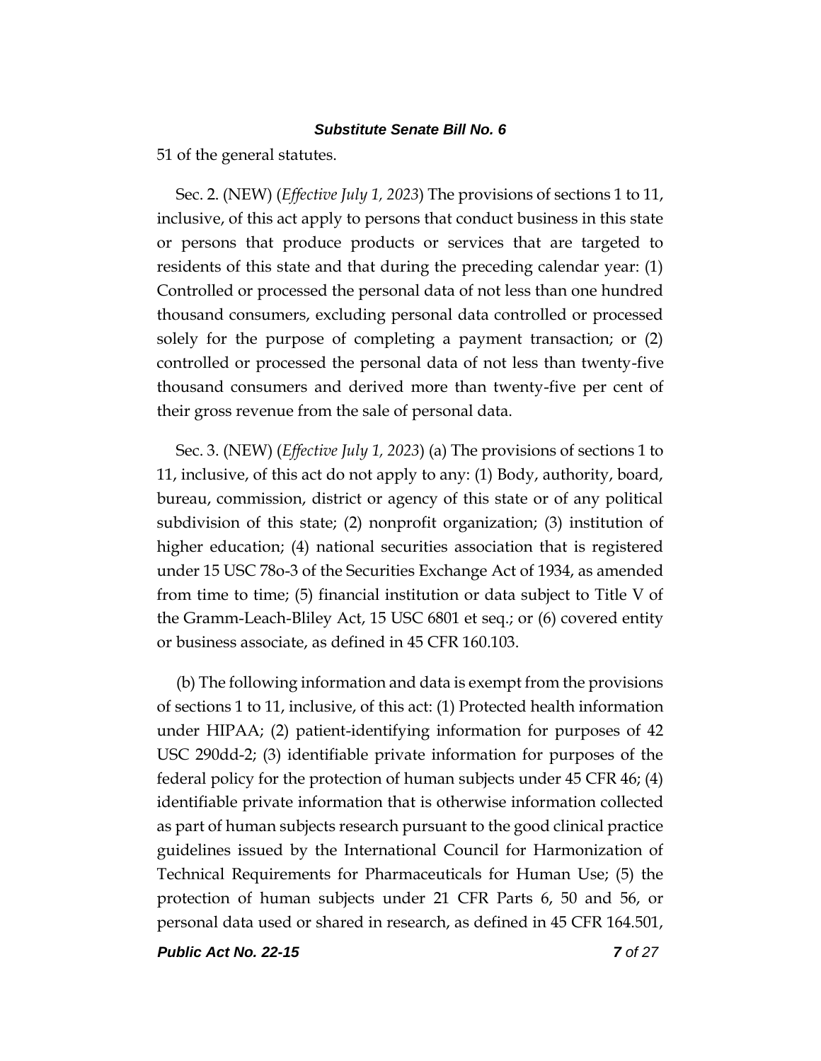51 of the general statutes.

Sec. 2. (NEW) (*Effective July 1, 2023*) The provisions of sections 1 to 11, inclusive, of this act apply to persons that conduct business in this state or persons that produce products or services that are targeted to residents of this state and that during the preceding calendar year: (1) Controlled or processed the personal data of not less than one hundred thousand consumers, excluding personal data controlled or processed solely for the purpose of completing a payment transaction; or (2) controlled or processed the personal data of not less than twenty-five thousand consumers and derived more than twenty-five per cent of their gross revenue from the sale of personal data.

Sec. 3. (NEW) (*Effective July 1, 2023*) (a) The provisions of sections 1 to 11, inclusive, of this act do not apply to any: (1) Body, authority, board, bureau, commission, district or agency of this state or of any political subdivision of this state; (2) nonprofit organization; (3) institution of higher education; (4) national securities association that is registered under 15 USC 78o-3 of the Securities Exchange Act of 1934, as amended from time to time; (5) financial institution or data subject to Title V of the Gramm-Leach-Bliley Act, 15 USC 6801 et seq.; or (6) covered entity or business associate, as defined in 45 CFR 160.103.

(b) The following information and data is exempt from the provisions of sections 1 to 11, inclusive, of this act: (1) Protected health information under HIPAA; (2) patient-identifying information for purposes of 42 USC 290dd-2; (3) identifiable private information for purposes of the federal policy for the protection of human subjects under 45 CFR 46; (4) identifiable private information that is otherwise information collected as part of human subjects research pursuant to the good clinical practice guidelines issued by the International Council for Harmonization of Technical Requirements for Pharmaceuticals for Human Use; (5) the protection of human subjects under 21 CFR Parts 6, 50 and 56, or personal data used or shared in research, as defined in 45 CFR 164.501,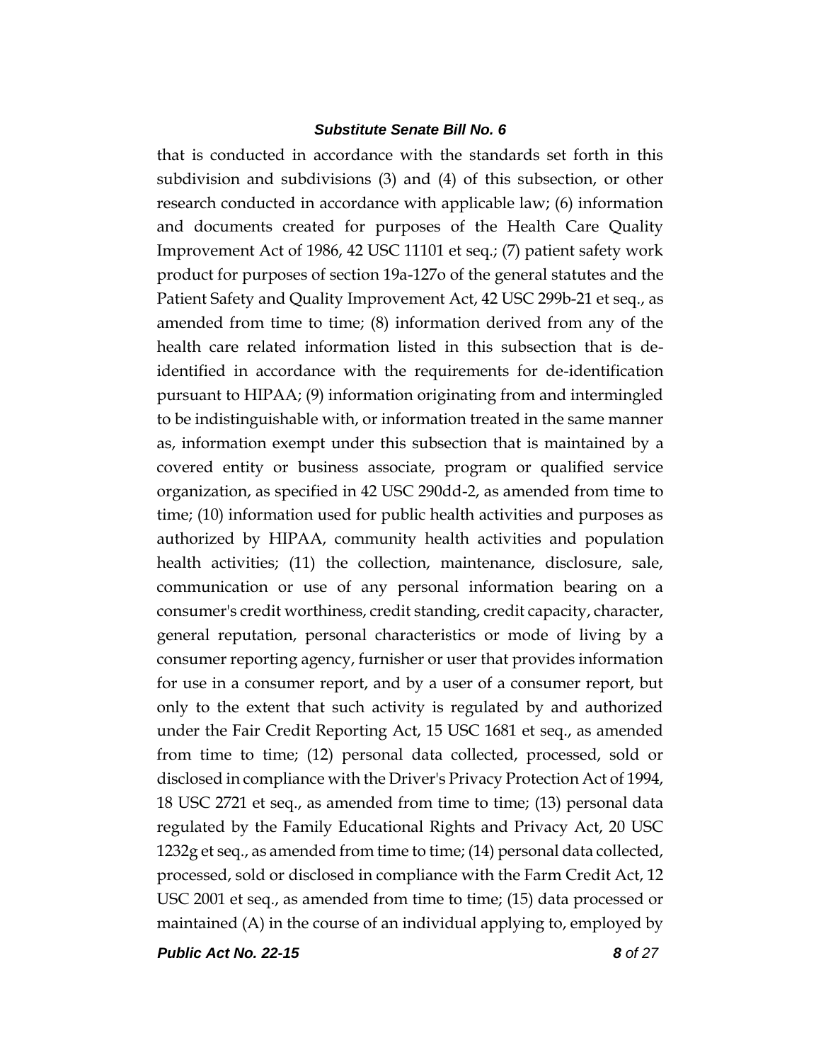that is conducted in accordance with the standards set forth in this subdivision and subdivisions (3) and (4) of this subsection, or other research conducted in accordance with applicable law; (6) information and documents created for purposes of the Health Care Quality Improvement Act of 1986, 42 USC 11101 et seq.; (7) patient safety work product for purposes of section 19a-127o of the general statutes and the Patient Safety and Quality Improvement Act, 42 USC 299b-21 et seq., as amended from time to time; (8) information derived from any of the health care related information listed in this subsection that is de-identified in accordance with the requirements for de-identification pursuant to HIPAA; (9) information originating from and intermingled to be indistinguishable with, or information treated in the same manner as, information exempt under this subsection that is maintained by a covered entity or business associate, program or qualified service organization, as specified in 42 USC 290dd-2, as amended from time to time; (10) information used for public health activities and purposes as authorized by HIPAA, community health activities and population health activities; (11) the collection, maintenance, disclosure, sale, communication or use of any personal information bearing on a consumer's credit worthiness, credit standing, credit capacity, character, general reputation, personal characteristics or mode of living by a consumer reporting agency, furnisher or user that provides information for use in a consumer report, and by a user of a consumer report, but only to the extent that such activity is regulated by and authorized under the Fair Credit Reporting Act, 15 USC 1681 et seq., as amended from time to time; (12) personal data collected, processed, sold or disclosed in compliance with the Driver's Privacy Protection Act of 1994, 18 USC 2721 et seq., as amended from time to time; (13) personal data regulated by the Family Educational Rights and Privacy Act, 20 USC 1232g et seq., as amended from time to time; (14) personal data collected, processed, sold or disclosed in compliance with the Farm Credit Act, 12 USC 2001 et seq., as amended from time to time; (15) data processed or maintained (A) in the course of an individual applying to, employed by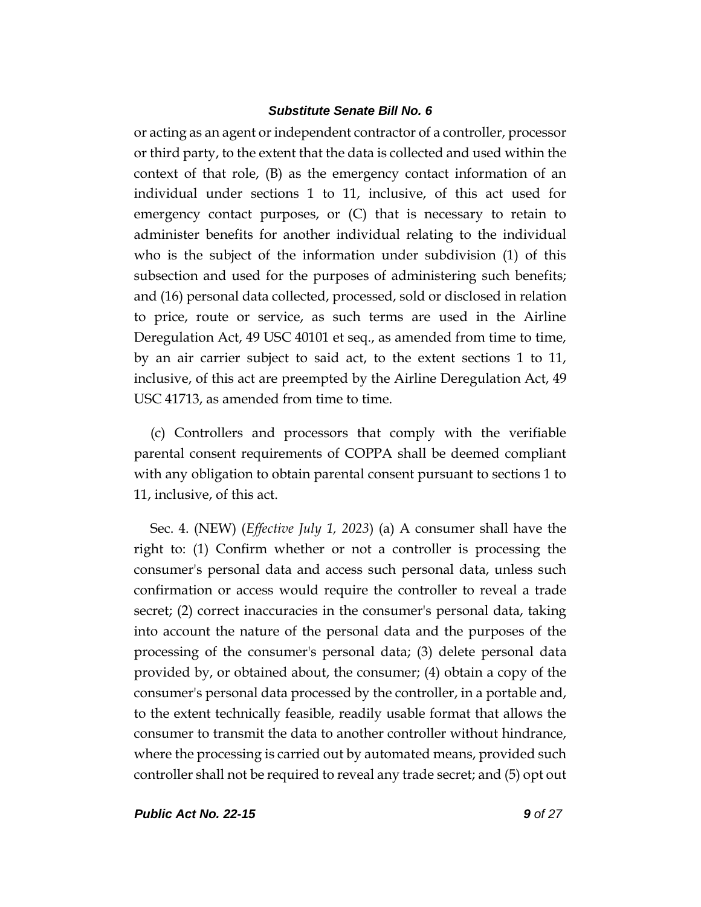or acting as an agent or independent contractor of a controller, processor or third party, to the extent that the data is collected and used within the context of that role, (B) as the emergency contact information of an individual under sections 1 to 11, inclusive, of this act used for emergency contact purposes, or (C) that is necessary to retain to administer benefits for another individual relating to the individual who is the subject of the information under subdivision (1) of this subsection and used for the purposes of administering such benefits; and (16) personal data collected, processed, sold or disclosed in relation to price, route or service, as such terms are used in the Airline Deregulation Act, 49 USC 40101 et seq., as amended from time to time, by an air carrier subject to said act, to the extent sections 1 to 11, inclusive, of this act are preempted by the Airline Deregulation Act, 49 USC 41713, as amended from time to time.

(c) Controllers and processors that comply with the verifiable parental consent requirements of COPPA shall be deemed compliant with any obligation to obtain parental consent pursuant to sections 1 to 11, inclusive, of this act.

Sec. 4. (NEW) (*Effective July 1, 2023*) (a) A consumer shall have the right to: (1) Confirm whether or not a controller is processing the consumer's personal data and access such personal data, unless such confirmation or access would require the controller to reveal a trade secret; (2) correct inaccuracies in the consumer's personal data, taking into account the nature of the personal data and the purposes of the processing of the consumer's personal data; (3) delete personal data provided by, or obtained about, the consumer; (4) obtain a copy of the consumer's personal data processed by the controller, in a portable and, to the extent technically feasible, readily usable format that allows the consumer to transmit the data to another controller without hindrance, where the processing is carried out by automated means, provided such controller shall not be required to reveal any trade secret; and (5) opt out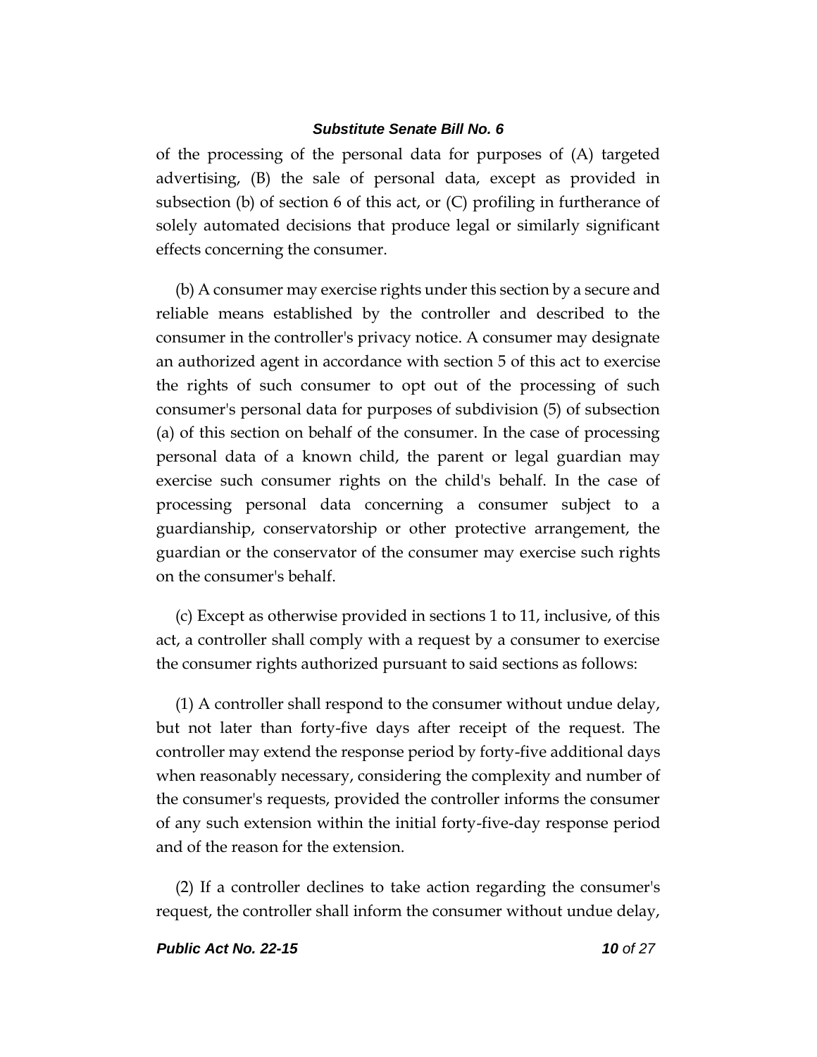of the processing of the personal data for purposes of (A) targeted advertising, (B) the sale of personal data, except as provided in subsection (b) of section 6 of this act, or (C) profiling in furtherance of solely automated decisions that produce legal or similarly significant effects concerning the consumer.

(b) A consumer may exercise rights under this section by a secure and reliable means established by the controller and described to the consumer in the controller's privacy notice. A consumer may designate an authorized agent in accordance with section 5 of this act to exercise the rights of such consumer to opt out of the processing of such consumer's personal data for purposes of subdivision (5) of subsection (a) of this section on behalf of the consumer. In the case of processing personal data of a known child, the parent or legal guardian may exercise such consumer rights on the child's behalf. In the case of processing personal data concerning a consumer subject to a guardianship, conservatorship or other protective arrangement, the guardian or the conservator of the consumer may exercise such rights on the consumer's behalf.

(c) Except as otherwise provided in sections 1 to 11, inclusive, of this act, a controller shall comply with a request by a consumer to exercise the consumer rights authorized pursuant to said sections as follows:

(1) A controller shall respond to the consumer without undue delay, but not later than forty-five days after receipt of the request. The controller may extend the response period by forty-five additional days when reasonably necessary, considering the complexity and number of the consumer's requests, provided the controller informs the consumer of any such extension within the initial forty-five-day response period and of the reason for the extension.

(2) If a controller declines to take action regarding the consumer's request, the controller shall inform the consumer without undue delay,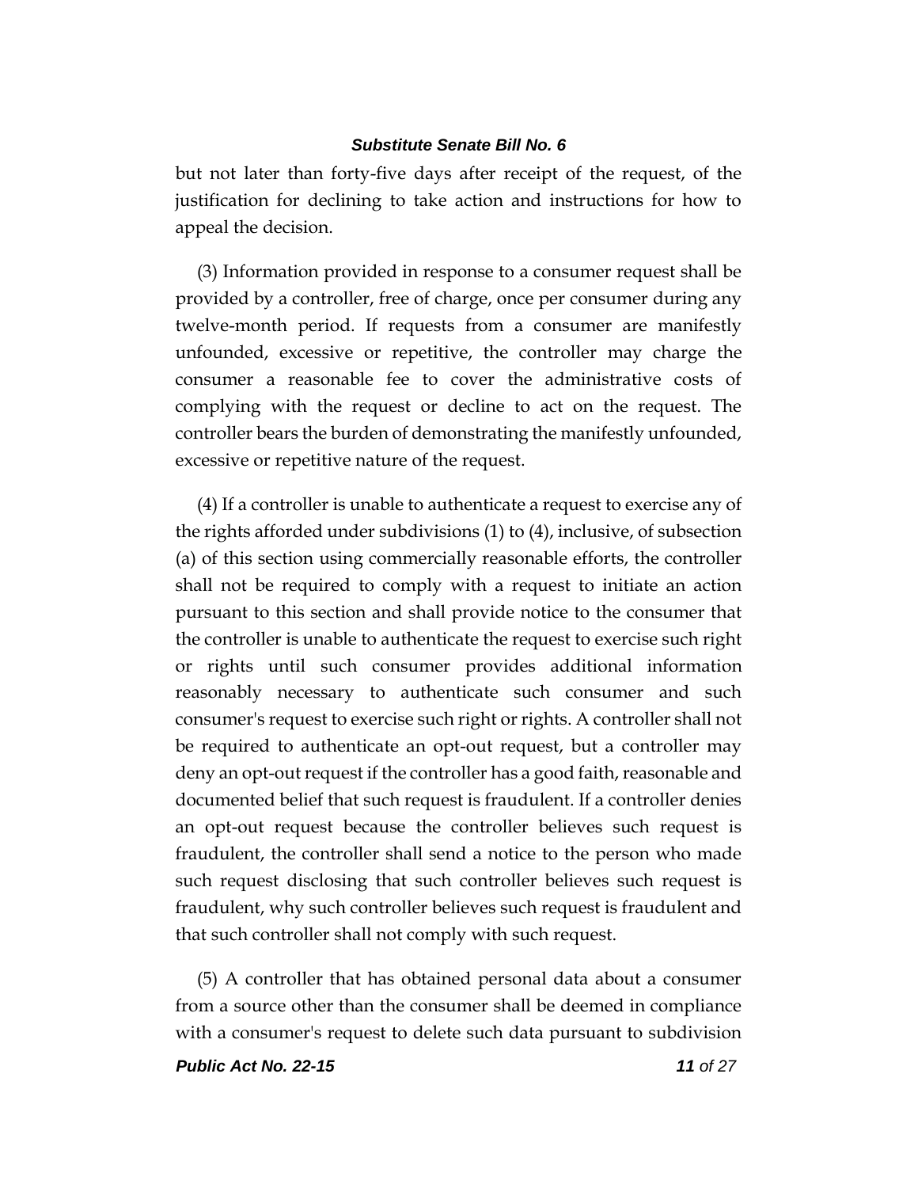but not later than forty-five days after receipt of the request, of the justification for declining to take action and instructions for how to appeal the decision.

(3) Information provided in response to a consumer request shall be provided by a controller, free of charge, once per consumer during any twelve-month period. If requests from a consumer are manifestly unfounded, excessive or repetitive, the controller may charge the consumer a reasonable fee to cover the administrative costs of complying with the request or decline to act on the request. The controller bears the burden of demonstrating the manifestly unfounded, excessive or repetitive nature of the request.

(4) If a controller is unable to authenticate a request to exercise any of the rights afforded under subdivisions (1) to (4), inclusive, of subsection (a) of this section using commercially reasonable efforts, the controller shall not be required to comply with a request to initiate an action pursuant to this section and shall provide notice to the consumer that the controller is unable to authenticate the request to exercise such right or rights until such consumer provides additional information reasonably necessary to authenticate such consumer and such consumer's request to exercise such right or rights. A controller shall not be required to authenticate an opt-out request, but a controller may deny an opt-out request if the controller has a good faith, reasonable and documented belief that such request is fraudulent. If a controller denies an opt-out request because the controller believes such request is fraudulent, the controller shall send a notice to the person who made such request disclosing that such controller believes such request is fraudulent, why such controller believes such request is fraudulent and that such controller shall not comply with such request.

(5) A controller that has obtained personal data about a consumer from a source other than the consumer shall be deemed in compliance with a consumer's request to delete such data pursuant to subdivision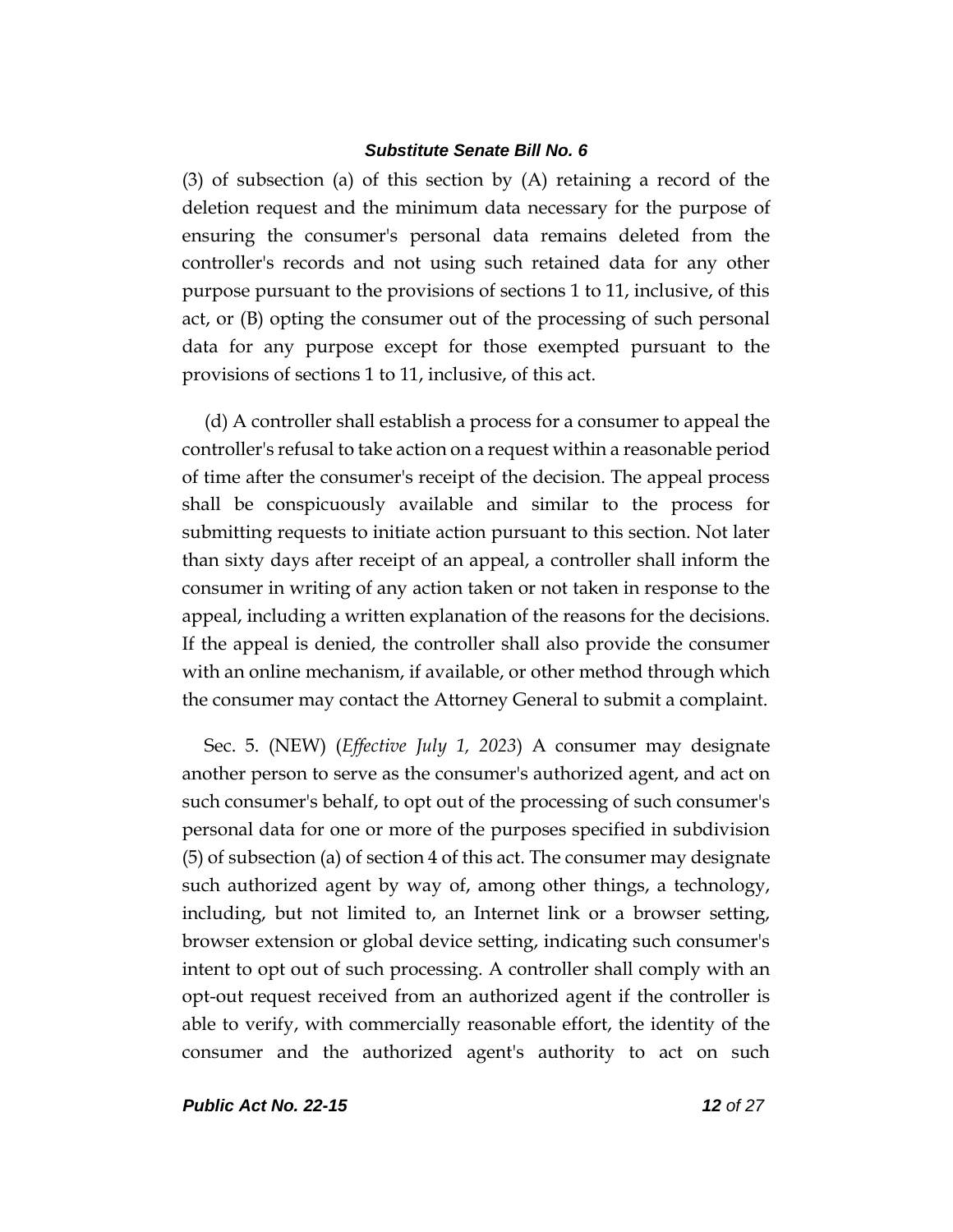(3) of subsection (a) of this section by (A) retaining a record of the deletion request and the minimum data necessary for the purpose of ensuring the consumer's personal data remains deleted from the controller's records and not using such retained data for any other purpose pursuant to the provisions of sections 1 to 11, inclusive, of this act, or (B) opting the consumer out of the processing of such personal data for any purpose except for those exempted pursuant to the provisions of sections 1 to 11, inclusive, of this act.

(d) A controller shall establish a process for a consumer to appeal the controller's refusal to take action on a request within a reasonable period of time after the consumer's receipt of the decision. The appeal process shall be conspicuously available and similar to the process for submitting requests to initiate action pursuant to this section. Not later than sixty days after receipt of an appeal, a controller shall inform the consumer in writing of any action taken or not taken in response to the appeal, including a written explanation of the reasons for the decisions. If the appeal is denied, the controller shall also provide the consumer with an online mechanism, if available, or other method through which the consumer may contact the Attorney General to submit a complaint.

Sec. 5. (NEW) (*Effective July 1, 2023*) A consumer may designate another person to serve as the consumer's authorized agent, and act on such consumer's behalf, to opt out of the processing of such consumer's personal data for one or more of the purposes specified in subdivision (5) of subsection (a) of section 4 of this act. The consumer may designate such authorized agent by way of, among other things, a technology, including, but not limited to, an Internet link or a browser setting, browser extension or global device setting, indicating such consumer's intent to opt out of such processing. A controller shall comply with an opt-out request received from an authorized agent if the controller is able to verify, with commercially reasonable effort, the identity of the consumer and the authorized agent's authority to act on such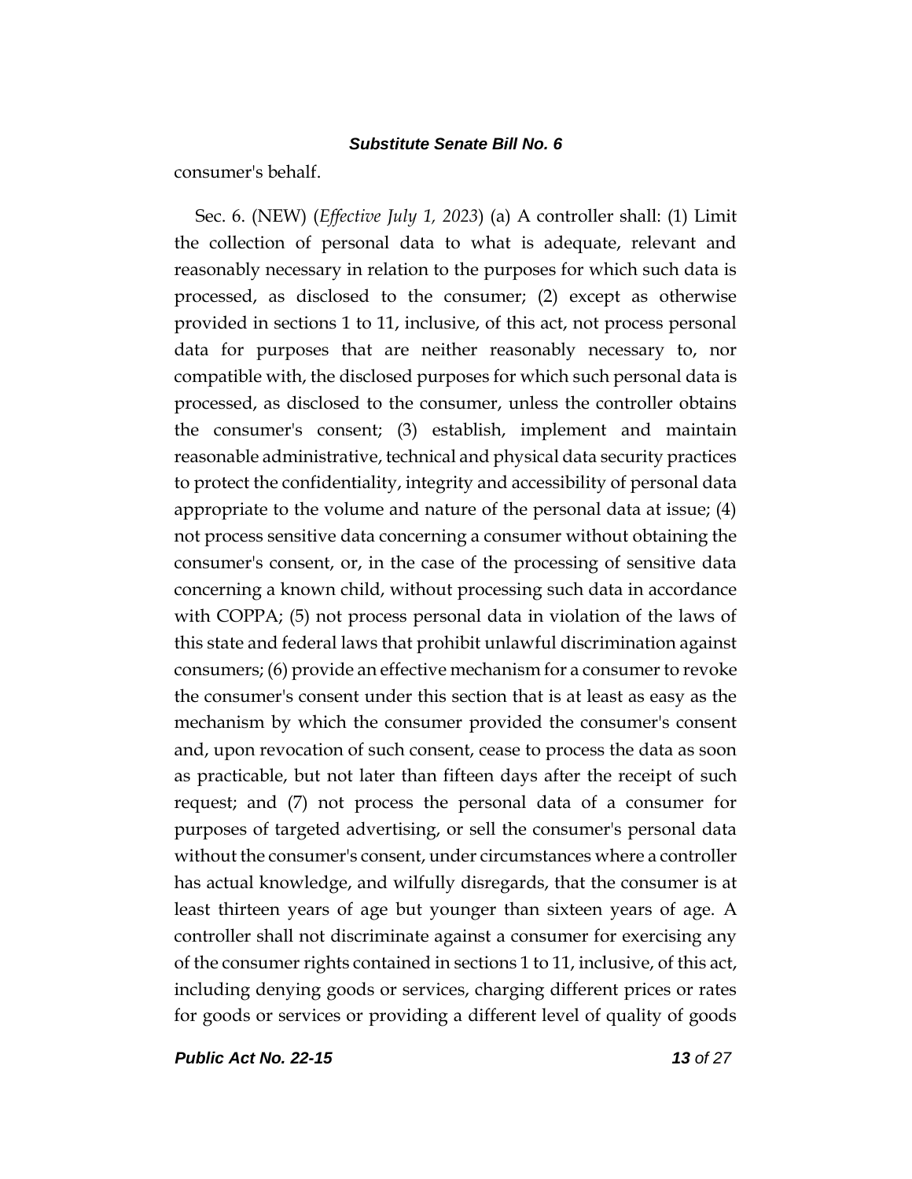consumer's behalf.

Sec. 6. (NEW) (*Effective July 1, 2023*) (a) A controller shall: (1) Limit the collection of personal data to what is adequate, relevant and reasonably necessary in relation to the purposes for which such data is processed, as disclosed to the consumer; (2) except as otherwise provided in sections 1 to 11, inclusive, of this act, not process personal data for purposes that are neither reasonably necessary to, nor compatible with, the disclosed purposes for which such personal data is processed, as disclosed to the consumer, unless the controller obtains the consumer's consent; (3) establish, implement and maintain reasonable administrative, technical and physical data security practices to protect the confidentiality, integrity and accessibility of personal data appropriate to the volume and nature of the personal data at issue; (4) not process sensitive data concerning a consumer without obtaining the consumer's consent, or, in the case of the processing of sensitive data concerning a known child, without processing such data in accordance with COPPA; (5) not process personal data in violation of the laws of this state and federal laws that prohibit unlawful discrimination against consumers; (6) provide an effective mechanism for a consumer to revoke the consumer's consent under this section that is at least as easy as the mechanism by which the consumer provided the consumer's consent and, upon revocation of such consent, cease to process the data as soon as practicable, but not later than fifteen days after the receipt of such request; and (7) not process the personal data of a consumer for purposes of targeted advertising, or sell the consumer's personal data without the consumer's consent, under circumstances where a controller has actual knowledge, and wilfully disregards, that the consumer is at least thirteen years of age but younger than sixteen years of age. A controller shall not discriminate against a consumer for exercising any of the consumer rights contained in sections 1 to 11, inclusive, of this act, including denying goods or services, charging different prices or rates for goods or services or providing a different level of quality of goods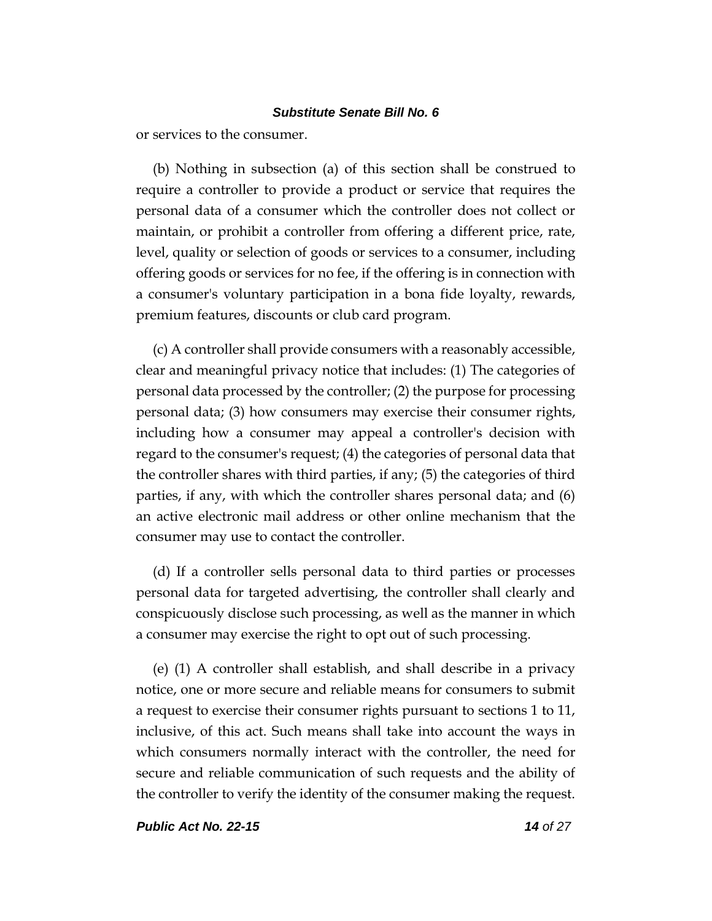or services to the consumer.

(b) Nothing in subsection (a) of this section shall be construed to require a controller to provide a product or service that requires the personal data of a consumer which the controller does not collect or maintain, or prohibit a controller from offering a different price, rate, level, quality or selection of goods or services to a consumer, including offering goods or services for no fee, if the offering is in connection with a consumer's voluntary participation in a bona fide loyalty, rewards, premium features, discounts or club card program.

(c) A controller shall provide consumers with a reasonably accessible, clear and meaningful privacy notice that includes: (1) The categories of personal data processed by the controller; (2) the purpose for processing personal data; (3) how consumers may exercise their consumer rights, including how a consumer may appeal a controller's decision with regard to the consumer's request; (4) the categories of personal data that the controller shares with third parties, if any; (5) the categories of third parties, if any, with which the controller shares personal data; and (6) an active electronic mail address or other online mechanism that the consumer may use to contact the controller.

(d) If a controller sells personal data to third parties or processes personal data for targeted advertising, the controller shall clearly and conspicuously disclose such processing, as well as the manner in which a consumer may exercise the right to opt out of such processing.

(e) (1) A controller shall establish, and shall describe in a privacy notice, one or more secure and reliable means for consumers to submit a request to exercise their consumer rights pursuant to sections 1 to 11, inclusive, of this act. Such means shall take into account the ways in which consumers normally interact with the controller, the need for secure and reliable communication of such requests and the ability of the controller to verify the identity of the consumer making the request.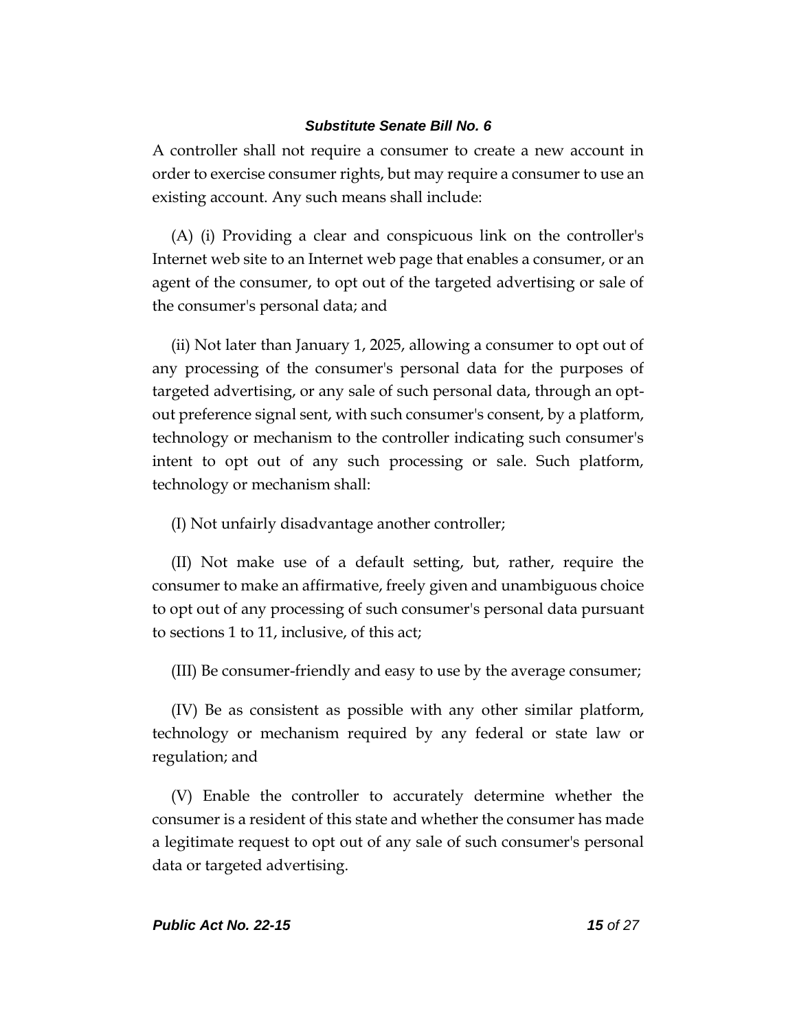A controller shall not require a consumer to create a new account in order to exercise consumer rights, but may require a consumer to use an existing account. Any such means shall include:

(A) (i) Providing a clear and conspicuous link on the controller's Internet web site to an Internet web page that enables a consumer, or an agent of the consumer, to opt out of the targeted advertising or sale of the consumer's personal data; and

(ii) Not later than January 1, 2025, allowing a consumer to opt out of any processing of the consumer's personal data for the purposes of targeted advertising, or any sale of such personal data, through an opt-out preference signal sent, with such consumer's consent, by a platform, technology or mechanism to the controller indicating such consumer's intent to opt out of any such processing or sale. Such platform, technology or mechanism shall:

(I) Not unfairly disadvantage another controller;

(II) Not make use of a default setting, but, rather, require the consumer to make an affirmative, freely given and unambiguous choice to opt out of any processing of such consumer's personal data pursuant to sections 1 to 11, inclusive, of this act;

(III) Be consumer-friendly and easy to use by the average consumer;

(IV) Be as consistent as possible with any other similar platform, technology or mechanism required by any federal or state law or regulation; and

(V) Enable the controller to accurately determine whether the consumer is a resident of this state and whether the consumer has made a legitimate request to opt out of any sale of such consumer's personal data or targeted advertising.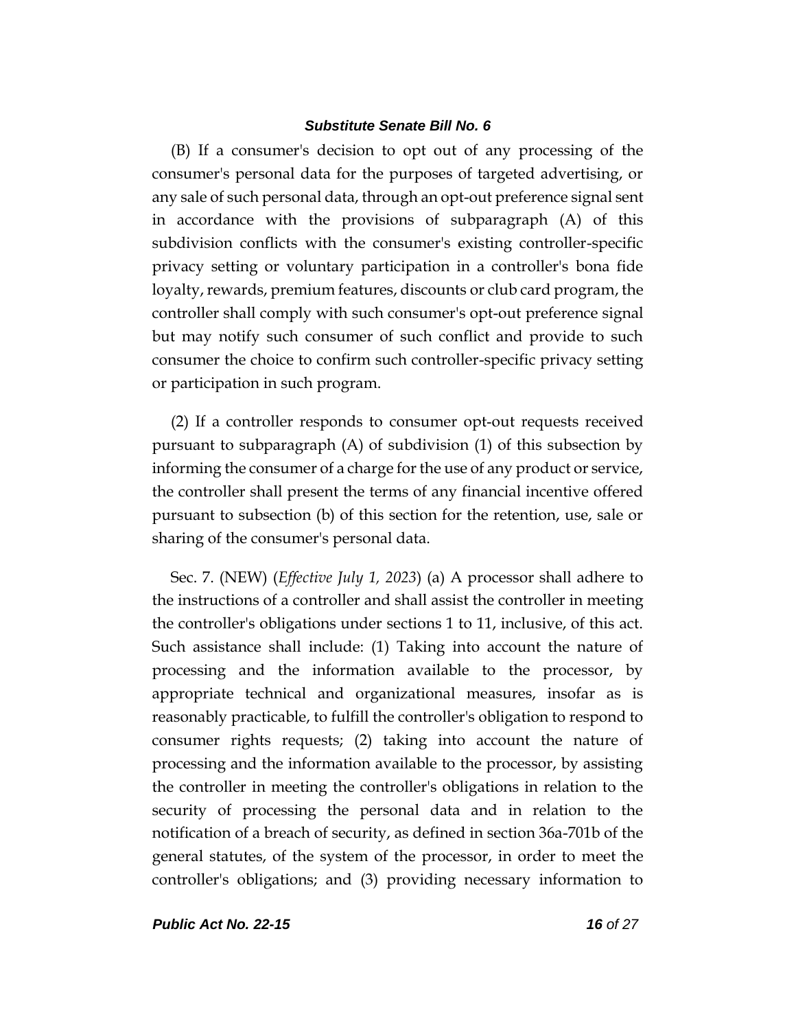(B) If a consumer's decision to opt out of any processing of the consumer's personal data for the purposes of targeted advertising, or any sale of such personal data, through an opt-out preference signal sent in accordance with the provisions of subparagraph (A) of this subdivision conflicts with the consumer's existing controller-specific privacy setting or voluntary participation in a controller's bona fide loyalty, rewards, premium features, discounts or club card program, the controller shall comply with such consumer's opt-out preference signal but may notify such consumer of such conflict and provide to such consumer the choice to confirm such controller-specific privacy setting or participation in such program.

(2) If a controller responds to consumer opt-out requests received pursuant to subparagraph (A) of subdivision (1) of this subsection by informing the consumer of a charge for the use of any product or service, the controller shall present the terms of any financial incentive offered pursuant to subsection (b) of this section for the retention, use, sale or sharing of the consumer's personal data.

Sec. 7. (NEW) (*Effective July 1, 2023*) (a) A processor shall adhere to the instructions of a controller and shall assist the controller in meeting the controller's obligations under sections 1 to 11, inclusive, of this act. Such assistance shall include: (1) Taking into account the nature of processing and the information available to the processor, by appropriate technical and organizational measures, insofar as is reasonably practicable, to fulfill the controller's obligation to respond to consumer rights requests; (2) taking into account the nature of processing and the information available to the processor, by assisting the controller in meeting the controller's obligations in relation to the security of processing the personal data and in relation to the notification of a breach of security, as defined in section 36a-701b of the general statutes, of the system of the processor, in order to meet the controller's obligations; and (3) providing necessary information to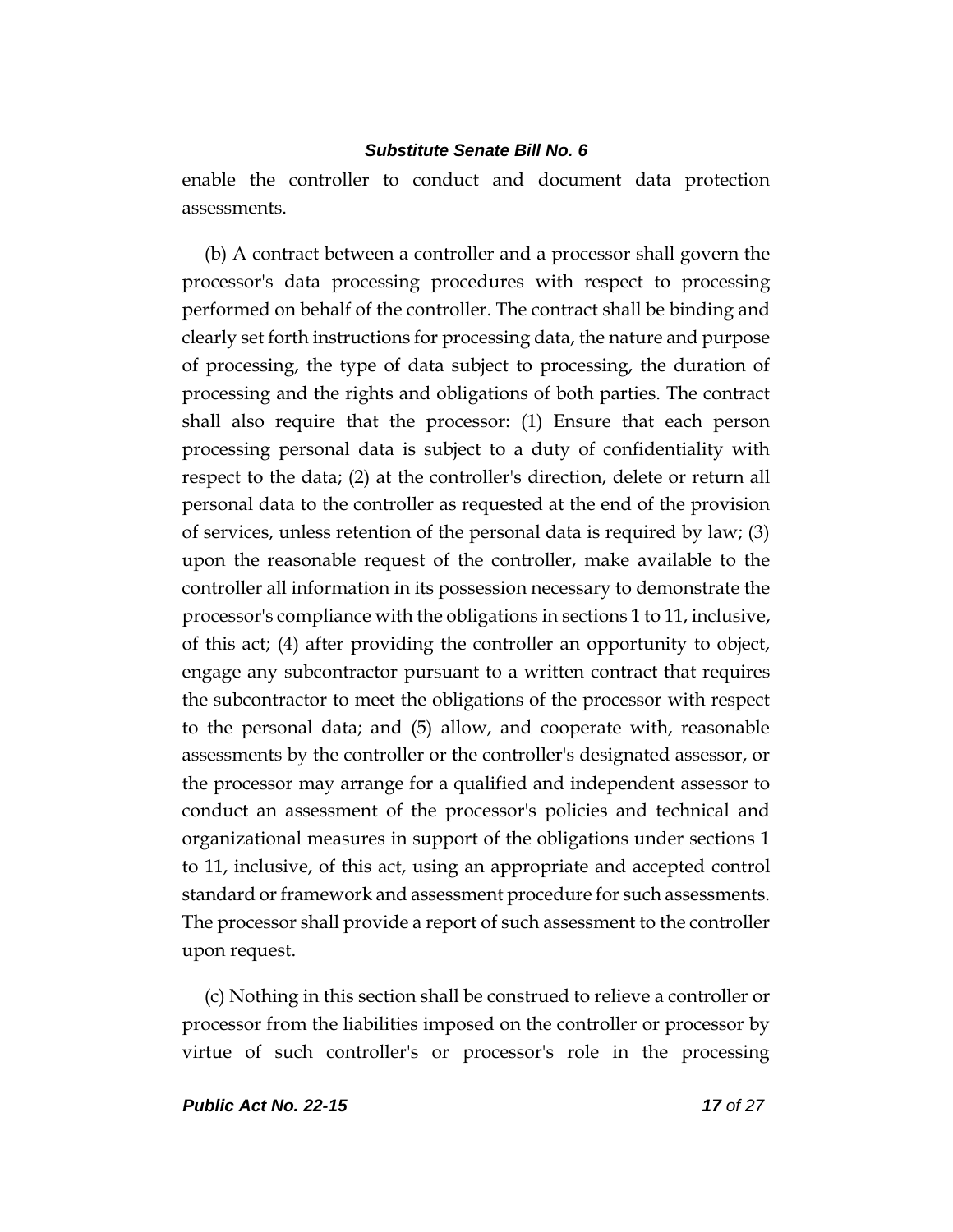enable the controller to conduct and document data protection assessments.

(b) A contract between a controller and a processor shall govern the processor's data processing procedures with respect to processing performed on behalf of the controller. The contract shall be binding and clearly set forth instructions for processing data, the nature and purpose of processing, the type of data subject to processing, the duration of processing and the rights and obligations of both parties. The contract shall also require that the processor: (1) Ensure that each person processing personal data is subject to a duty of confidentiality with respect to the data; (2) at the controller's direction, delete or return all personal data to the controller as requested at the end of the provision of services, unless retention of the personal data is required by law; (3) upon the reasonable request of the controller, make available to the controller all information in its possession necessary to demonstrate the processor's compliance with the obligations in sections 1 to 11, inclusive, of this act; (4) after providing the controller an opportunity to object, engage any subcontractor pursuant to a written contract that requires the subcontractor to meet the obligations of the processor with respect to the personal data; and (5) allow, and cooperate with, reasonable assessments by the controller or the controller's designated assessor, or the processor may arrange for a qualified and independent assessor to conduct an assessment of the processor's policies and technical and organizational measures in support of the obligations under sections 1 to 11, inclusive, of this act, using an appropriate and accepted control standard or framework and assessment procedure for such assessments. The processor shall provide a report of such assessment to the controller upon request.

(c) Nothing in this section shall be construed to relieve a controller or processor from the liabilities imposed on the controller or processor by virtue of such controller's or processor's role in the processing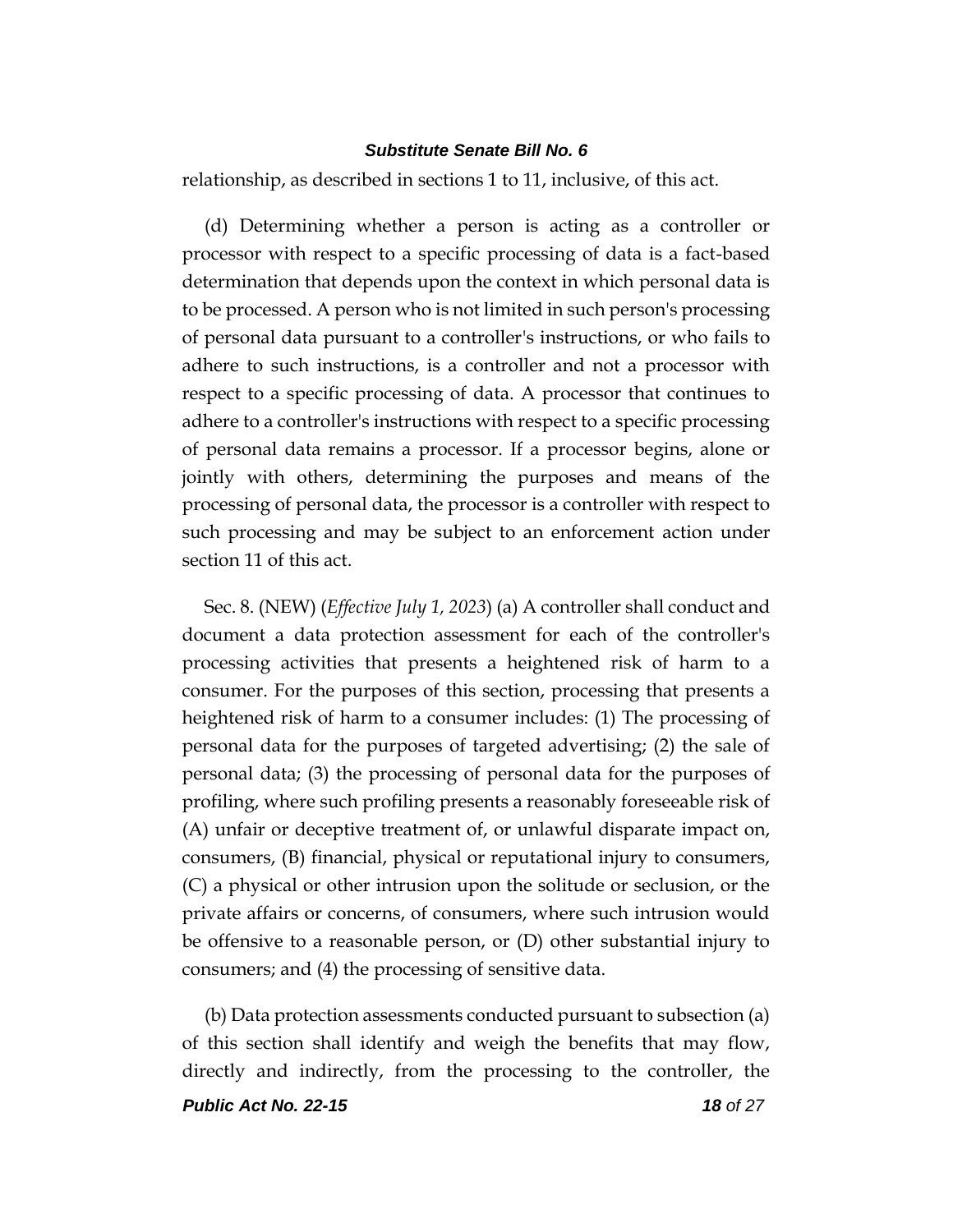relationship, as described in sections 1 to 11, inclusive, of this act.

(d) Determining whether a person is acting as a controller or processor with respect to a specific processing of data is a fact-based determination that depends upon the context in which personal data is to be processed. A person who is not limited in such person's processing of personal data pursuant to a controller's instructions, or who fails to adhere to such instructions, is a controller and not a processor with respect to a specific processing of data. A processor that continues to adhere to a controller's instructions with respect to a specific processing of personal data remains a processor. If a processor begins, alone or jointly with others, determining the purposes and means of the processing of personal data, the processor is a controller with respect to such processing and may be subject to an enforcement action under section 11 of this act.

Sec. 8. (NEW) (*Effective July 1, 2023*) (a) A controller shall conduct and document a data protection assessment for each of the controller's processing activities that presents a heightened risk of harm to a consumer. For the purposes of this section, processing that presents a heightened risk of harm to a consumer includes: (1) The processing of personal data for the purposes of targeted advertising; (2) the sale of personal data; (3) the processing of personal data for the purposes of profiling, where such profiling presents a reasonably foreseeable risk of (A) unfair or deceptive treatment of, or unlawful disparate impact on, consumers, (B) financial, physical or reputational injury to consumers, (C) a physical or other intrusion upon the solitude or seclusion, or the private affairs or concerns, of consumers, where such intrusion would be offensive to a reasonable person, or (D) other substantial injury to consumers; and (4) the processing of sensitive data.

(b) Data protection assessments conducted pursuant to subsection (a) of this section shall identify and weigh the benefits that may flow, directly and indirectly, from the processing to the controller, the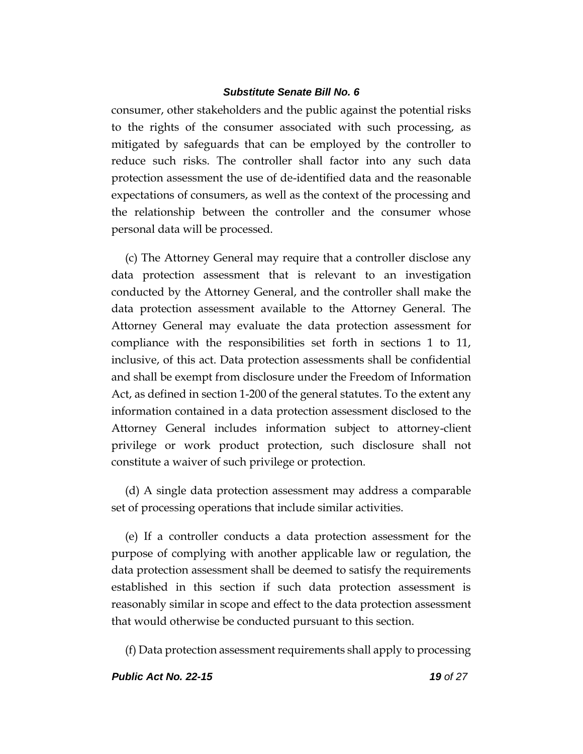consumer, other stakeholders and the public against the potential risks to the rights of the consumer associated with such processing, as mitigated by safeguards that can be employed by the controller to reduce such risks. The controller shall factor into any such data protection assessment the use of de-identified data and the reasonable expectations of consumers, as well as the context of the processing and the relationship between the controller and the consumer whose personal data will be processed.

(c) The Attorney General may require that a controller disclose any data protection assessment that is relevant to an investigation conducted by the Attorney General, and the controller shall make the data protection assessment available to the Attorney General. The Attorney General may evaluate the data protection assessment for compliance with the responsibilities set forth in sections 1 to 11, inclusive, of this act. Data protection assessments shall be confidential and shall be exempt from disclosure under the Freedom of Information Act, as defined in section 1-200 of the general statutes. To the extent any information contained in a data protection assessment disclosed to the Attorney General includes information subject to attorney-client privilege or work product protection, such disclosure shall not constitute a waiver of such privilege or protection.

(d) A single data protection assessment may address a comparable set of processing operations that include similar activities.

(e) If a controller conducts a data protection assessment for the purpose of complying with another applicable law or regulation, the data protection assessment shall be deemed to satisfy the requirements established in this section if such data protection assessment is reasonably similar in scope and effect to the data protection assessment that would otherwise be conducted pursuant to this section.

(f) Data protection assessment requirements shall apply to processing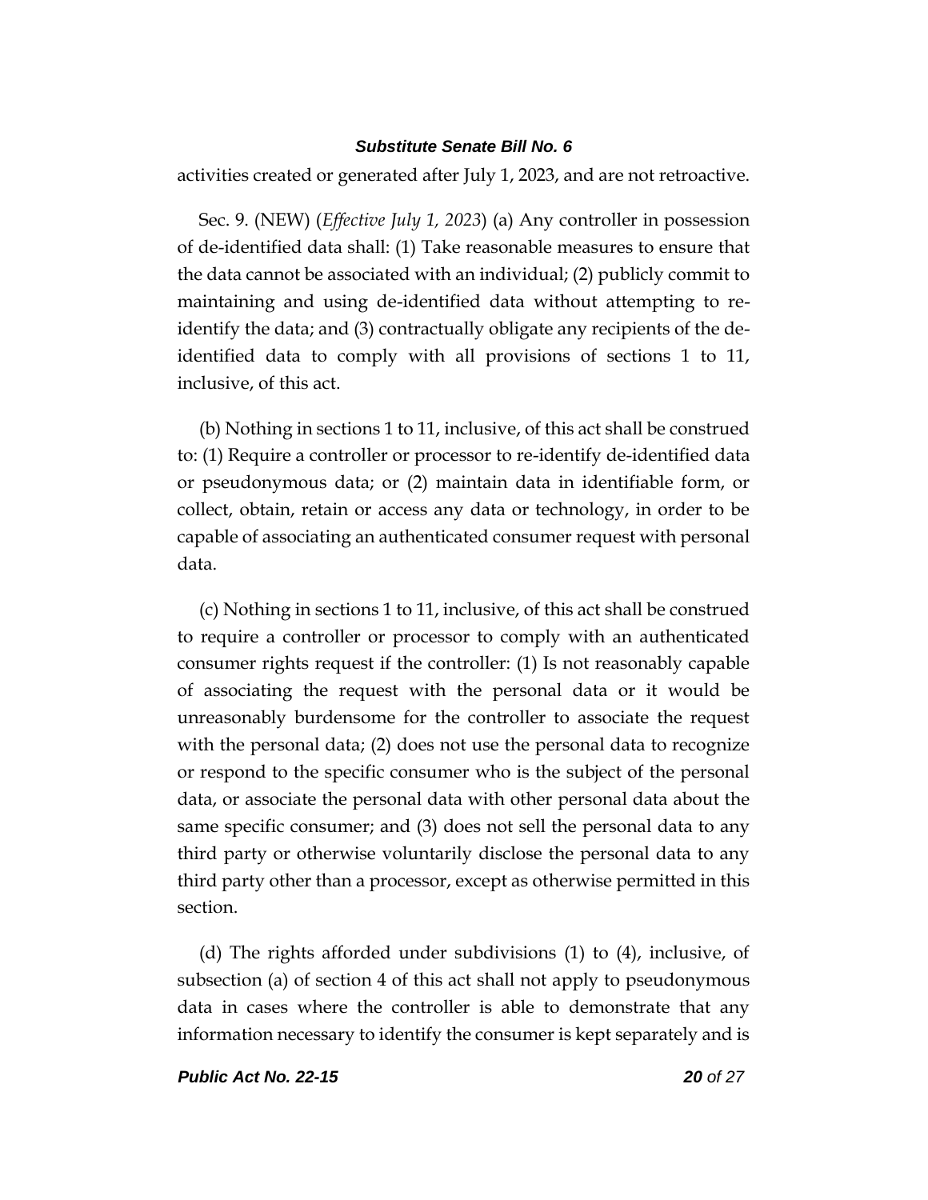activities created or generated after July 1, 2023, and are not retroactive.

Sec. 9. (NEW) (*Effective July 1, 2023*) (a) Any controller in possession of de-identified data shall: (1) Take reasonable measures to ensure that the data cannot be associated with an individual; (2) publicly commit to maintaining and using de-identified data without attempting to re-identify the data; and (3) contractually obligate any recipients of the de-identified data to comply with all provisions of sections 1 to 11, inclusive, of this act.

(b) Nothing in sections 1 to 11, inclusive, of this act shall be construed to: (1) Require a controller or processor to re-identify de-identified data or pseudonymous data; or (2) maintain data in identifiable form, or collect, obtain, retain or access any data or technology, in order to be capable of associating an authenticated consumer request with personal data.

(c) Nothing in sections 1 to 11, inclusive, of this act shall be construed to require a controller or processor to comply with an authenticated consumer rights request if the controller: (1) Is not reasonably capable of associating the request with the personal data or it would be unreasonably burdensome for the controller to associate the request with the personal data; (2) does not use the personal data to recognize or respond to the specific consumer who is the subject of the personal data, or associate the personal data with other personal data about the same specific consumer; and (3) does not sell the personal data to any third party or otherwise voluntarily disclose the personal data to any third party other than a processor, except as otherwise permitted in this section.

(d) The rights afforded under subdivisions (1) to (4), inclusive, of subsection (a) of section 4 of this act shall not apply to pseudonymous data in cases where the controller is able to demonstrate that any information necessary to identify the consumer is kept separately and is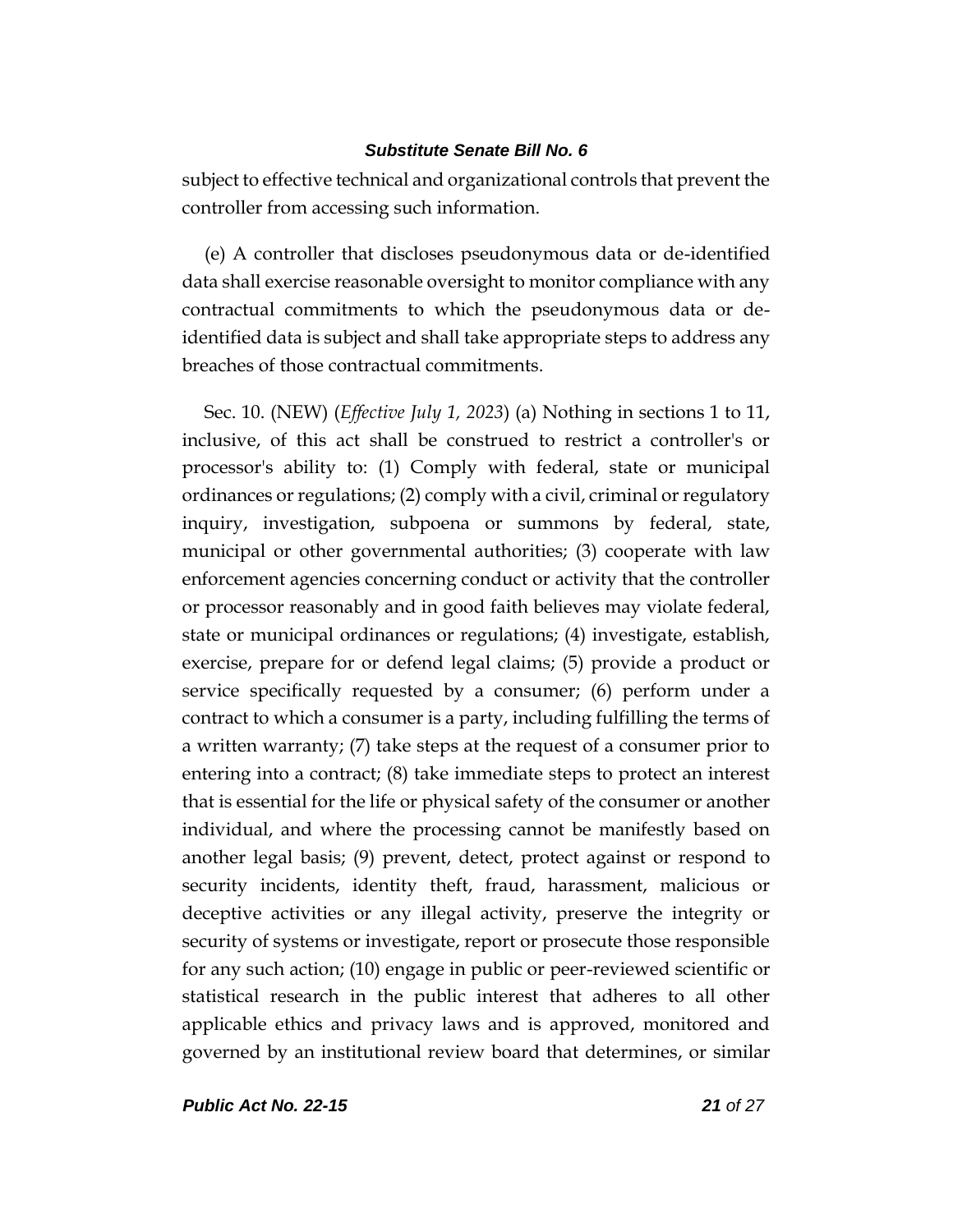subject to effective technical and organizational controls that prevent the controller from accessing such information.

(e) A controller that discloses pseudonymous data or de-identified data shall exercise reasonable oversight to monitor compliance with any contractual commitments to which the pseudonymous data or de-identified data is subject and shall take appropriate steps to address any breaches of those contractual commitments.

Sec. 10. (NEW) (*Effective July 1, 2023*) (a) Nothing in sections 1 to 11, inclusive, of this act shall be construed to restrict a controller's or processor's ability to: (1) Comply with federal, state or municipal ordinances or regulations; (2) comply with a civil, criminal or regulatory inquiry, investigation, subpoena or summons by federal, state, municipal or other governmental authorities; (3) cooperate with law enforcement agencies concerning conduct or activity that the controller or processor reasonably and in good faith believes may violate federal, state or municipal ordinances or regulations; (4) investigate, establish, exercise, prepare for or defend legal claims; (5) provide a product or service specifically requested by a consumer; (6) perform under a contract to which a consumer is a party, including fulfilling the terms of a written warranty; (7) take steps at the request of a consumer prior to entering into a contract; (8) take immediate steps to protect an interest that is essential for the life or physical safety of the consumer or another individual, and where the processing cannot be manifestly based on another legal basis; (9) prevent, detect, protect against or respond to security incidents, identity theft, fraud, harassment, malicious or deceptive activities or any illegal activity, preserve the integrity or security of systems or investigate, report or prosecute those responsible for any such action; (10) engage in public or peer-reviewed scientific or statistical research in the public interest that adheres to all other applicable ethics and privacy laws and is approved, monitored and governed by an institutional review board that determines, or similar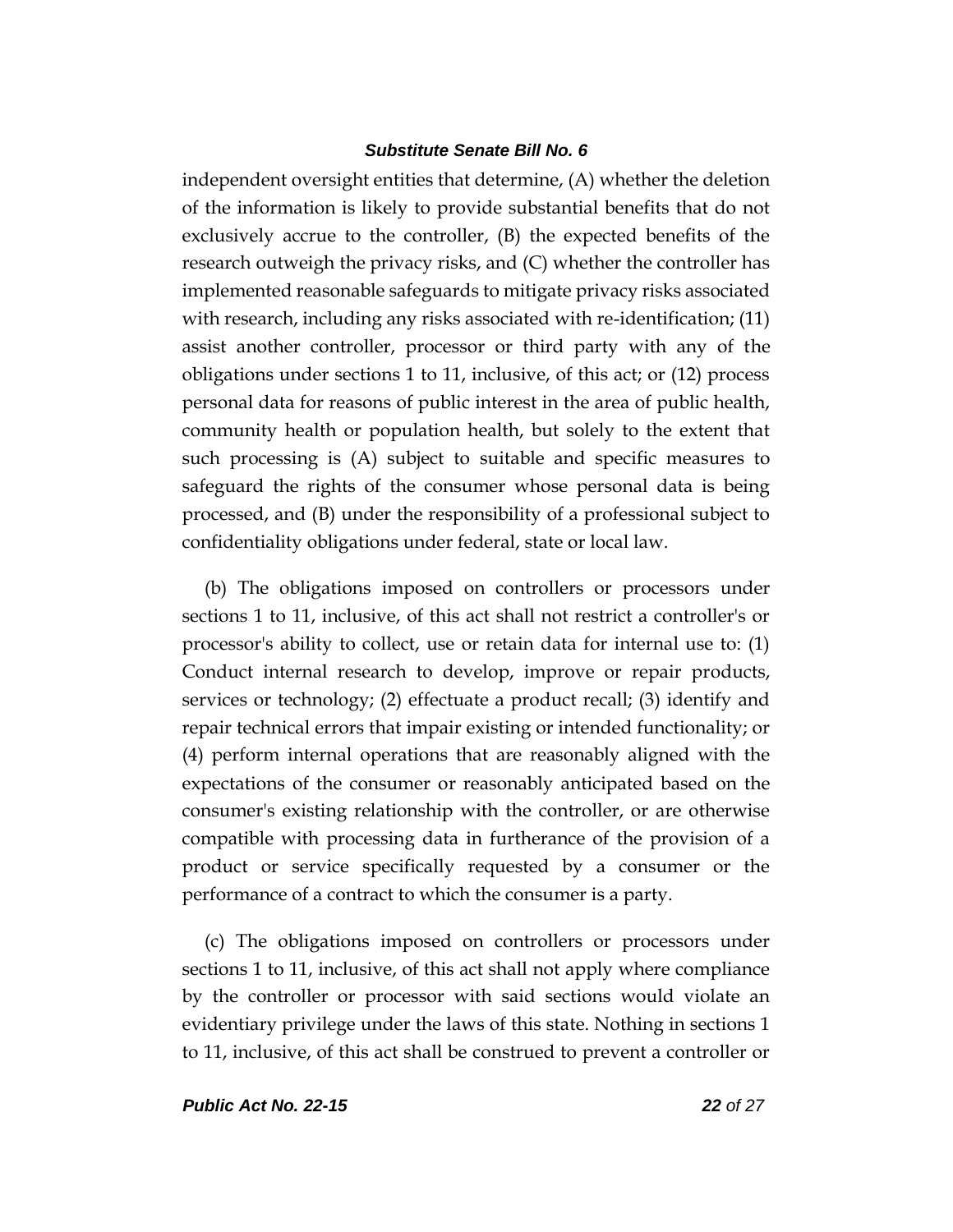independent oversight entities that determine, (A) whether the deletion of the information is likely to provide substantial benefits that do not exclusively accrue to the controller, (B) the expected benefits of the research outweigh the privacy risks, and (C) whether the controller has implemented reasonable safeguards to mitigate privacy risks associated with research, including any risks associated with re-identification; (11) assist another controller, processor or third party with any of the obligations under sections 1 to 11, inclusive, of this act; or (12) process personal data for reasons of public interest in the area of public health, community health or population health, but solely to the extent that such processing is (A) subject to suitable and specific measures to safeguard the rights of the consumer whose personal data is being processed, and (B) under the responsibility of a professional subject to confidentiality obligations under federal, state or local law.

(b) The obligations imposed on controllers or processors under sections 1 to 11, inclusive, of this act shall not restrict a controller's or processor's ability to collect, use or retain data for internal use to: (1) Conduct internal research to develop, improve or repair products, services or technology; (2) effectuate a product recall; (3) identify and repair technical errors that impair existing or intended functionality; or (4) perform internal operations that are reasonably aligned with the expectations of the consumer or reasonably anticipated based on the consumer's existing relationship with the controller, or are otherwise compatible with processing data in furtherance of the provision of a product or service specifically requested by a consumer or the performance of a contract to which the consumer is a party.

(c) The obligations imposed on controllers or processors under sections 1 to 11, inclusive, of this act shall not apply where compliance by the controller or processor with said sections would violate an evidentiary privilege under the laws of this state. Nothing in sections 1 to 11, inclusive, of this act shall be construed to prevent a controller or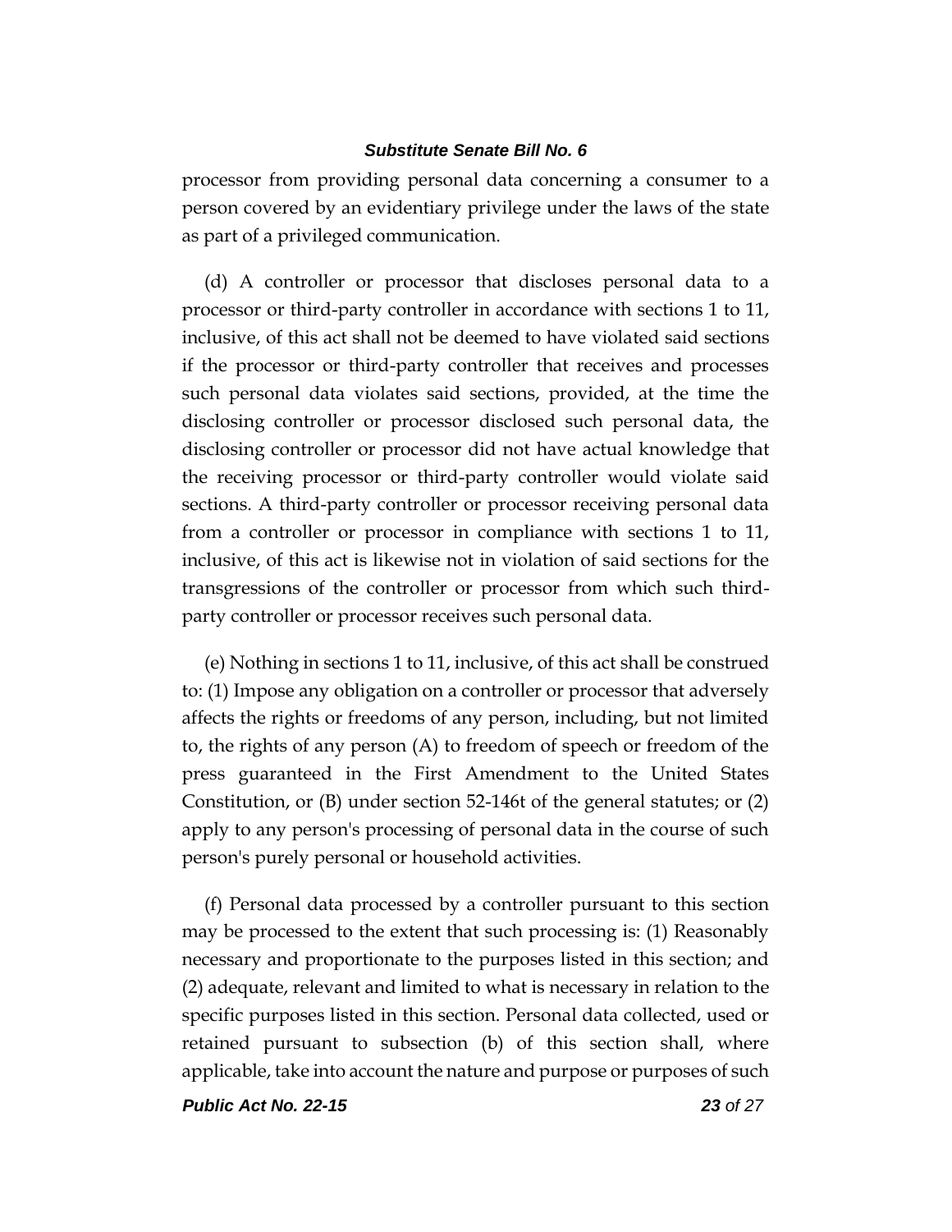processor from providing personal data concerning a consumer to a person covered by an evidentiary privilege under the laws of the state as part of a privileged communication.

(d) A controller or processor that discloses personal data to a processor or third-party controller in accordance with sections 1 to 11, inclusive, of this act shall not be deemed to have violated said sections if the processor or third-party controller that receives and processes such personal data violates said sections, provided, at the time the disclosing controller or processor disclosed such personal data, the disclosing controller or processor did not have actual knowledge that the receiving processor or third-party controller would violate said sections. A third-party controller or processor receiving personal data from a controller or processor in compliance with sections 1 to 11, inclusive, of this act is likewise not in violation of said sections for the transgressions of the controller or processor from which such third-party controller or processor receives such personal data.

(e) Nothing in sections 1 to 11, inclusive, of this act shall be construed to: (1) Impose any obligation on a controller or processor that adversely affects the rights or freedoms of any person, including, but not limited to, the rights of any person (A) to freedom of speech or freedom of the press guaranteed in the First Amendment to the United States Constitution, or (B) under section 52-146t of the general statutes; or (2) apply to any person's processing of personal data in the course of such person's purely personal or household activities.

(f) Personal data processed by a controller pursuant to this section may be processed to the extent that such processing is: (1) Reasonably necessary and proportionate to the purposes listed in this section; and (2) adequate, relevant and limited to what is necessary in relation to the specific purposes listed in this section. Personal data collected, used or retained pursuant to subsection (b) of this section shall, where applicable, take into account the nature and purpose or purposes of such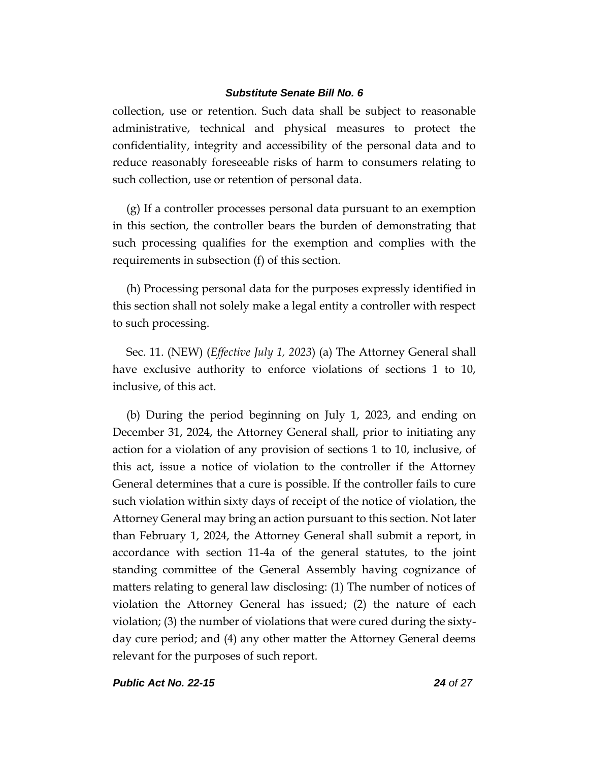collection, use or retention. Such data shall be subject to reasonable administrative, technical and physical measures to protect the confidentiality, integrity and accessibility of the personal data and to reduce reasonably foreseeable risks of harm to consumers relating to such collection, use or retention of personal data.

(g) If a controller processes personal data pursuant to an exemption in this section, the controller bears the burden of demonstrating that such processing qualifies for the exemption and complies with the requirements in subsection (f) of this section.

(h) Processing personal data for the purposes expressly identified in this section shall not solely make a legal entity a controller with respect to such processing.

Sec. 11. (NEW) (*Effective July 1, 2023*) (a) The Attorney General shall have exclusive authority to enforce violations of sections 1 to 10, inclusive, of this act.

(b) During the period beginning on July 1, 2023, and ending on December 31, 2024, the Attorney General shall, prior to initiating any action for a violation of any provision of sections 1 to 10, inclusive, of this act, issue a notice of violation to the controller if the Attorney General determines that a cure is possible. If the controller fails to cure such violation within sixty days of receipt of the notice of violation, the Attorney General may bring an action pursuant to this section. Not later than February 1, 2024, the Attorney General shall submit a report, in accordance with section 11-4a of the general statutes, to the joint standing committee of the General Assembly having cognizance of matters relating to general law disclosing: (1) The number of notices of violation the Attorney General has issued; (2) the nature of each violation; (3) the number of violations that were cured during the sixty-day cure period; and (4) any other matter the Attorney General deems relevant for the purposes of such report.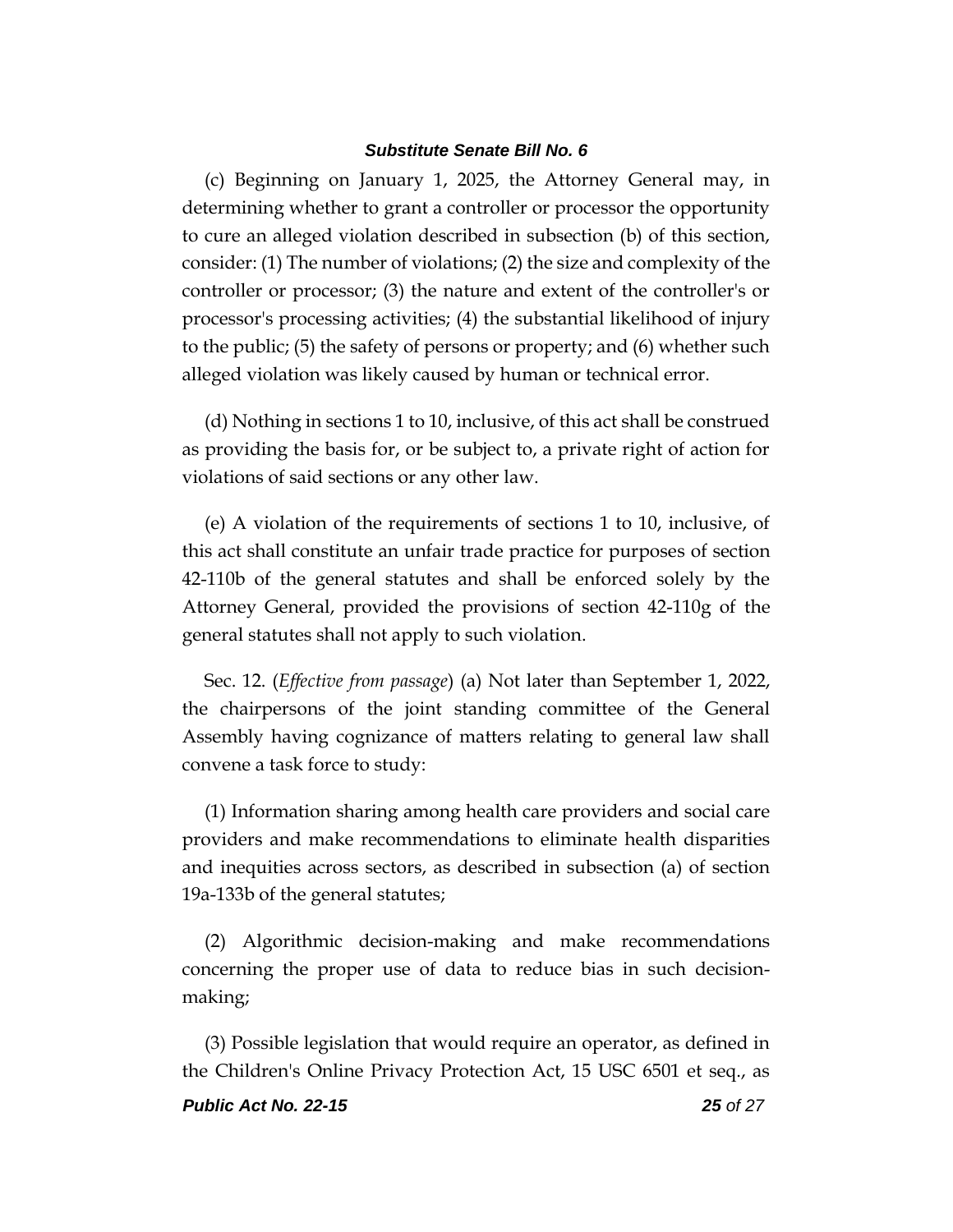(c) Beginning on January 1, 2025, the Attorney General may, in determining whether to grant a controller or processor the opportunity to cure an alleged violation described in subsection (b) of this section, consider: (1) The number of violations; (2) the size and complexity of the controller or processor; (3) the nature and extent of the controller's or processor's processing activities; (4) the substantial likelihood of injury to the public; (5) the safety of persons or property; and (6) whether such alleged violation was likely caused by human or technical error.

(d) Nothing in sections 1 to 10, inclusive, of this act shall be construed as providing the basis for, or be subject to, a private right of action for violations of said sections or any other law.

(e) A violation of the requirements of sections 1 to 10, inclusive, of this act shall constitute an unfair trade practice for purposes of section 42-110b of the general statutes and shall be enforced solely by the Attorney General, provided the provisions of section 42-110g of the general statutes shall not apply to such violation.

Sec. 12. (*Effective from passage*) (a) Not later than September 1, 2022, the chairpersons of the joint standing committee of the General Assembly having cognizance of matters relating to general law shall convene a task force to study:

(1) Information sharing among health care providers and social care providers and make recommendations to eliminate health disparities and inequities across sectors, as described in subsection (a) of section 19a-133b of the general statutes;

(2) Algorithmic decision-making and make recommendations concerning the proper use of data to reduce bias in such decision-making;

(3) Possible legislation that would require an operator, as defined in the Children's Online Privacy Protection Act, 15 USC 6501 et seq., as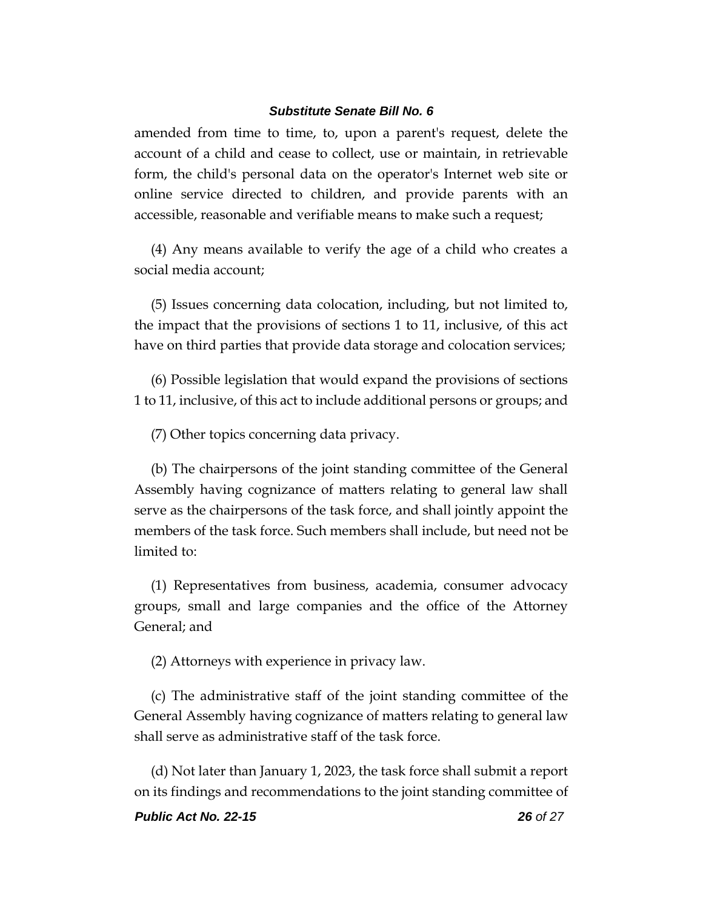amended from time to time, to, upon a parent's request, delete the account of a child and cease to collect, use or maintain, in retrievable form, the child's personal data on the operator's Internet web site or online service directed to children, and provide parents with an accessible, reasonable and verifiable means to make such a request;

(4) Any means available to verify the age of a child who creates a social media account;

(5) Issues concerning data colocation, including, but not limited to, the impact that the provisions of sections 1 to 11, inclusive, of this act have on third parties that provide data storage and colocation services;

(6) Possible legislation that would expand the provisions of sections 1 to 11, inclusive, of this act to include additional persons or groups; and

(7) Other topics concerning data privacy.

(b) The chairpersons of the joint standing committee of the General Assembly having cognizance of matters relating to general law shall serve as the chairpersons of the task force, and shall jointly appoint the members of the task force. Such members shall include, but need not be limited to:

(1) Representatives from business, academia, consumer advocacy groups, small and large companies and the office of the Attorney General; and

(2) Attorneys with experience in privacy law.

(c) The administrative staff of the joint standing committee of the General Assembly having cognizance of matters relating to general law shall serve as administrative staff of the task force.

(d) Not later than January 1, 2023, the task force shall submit a report on its findings and recommendations to the joint standing committee of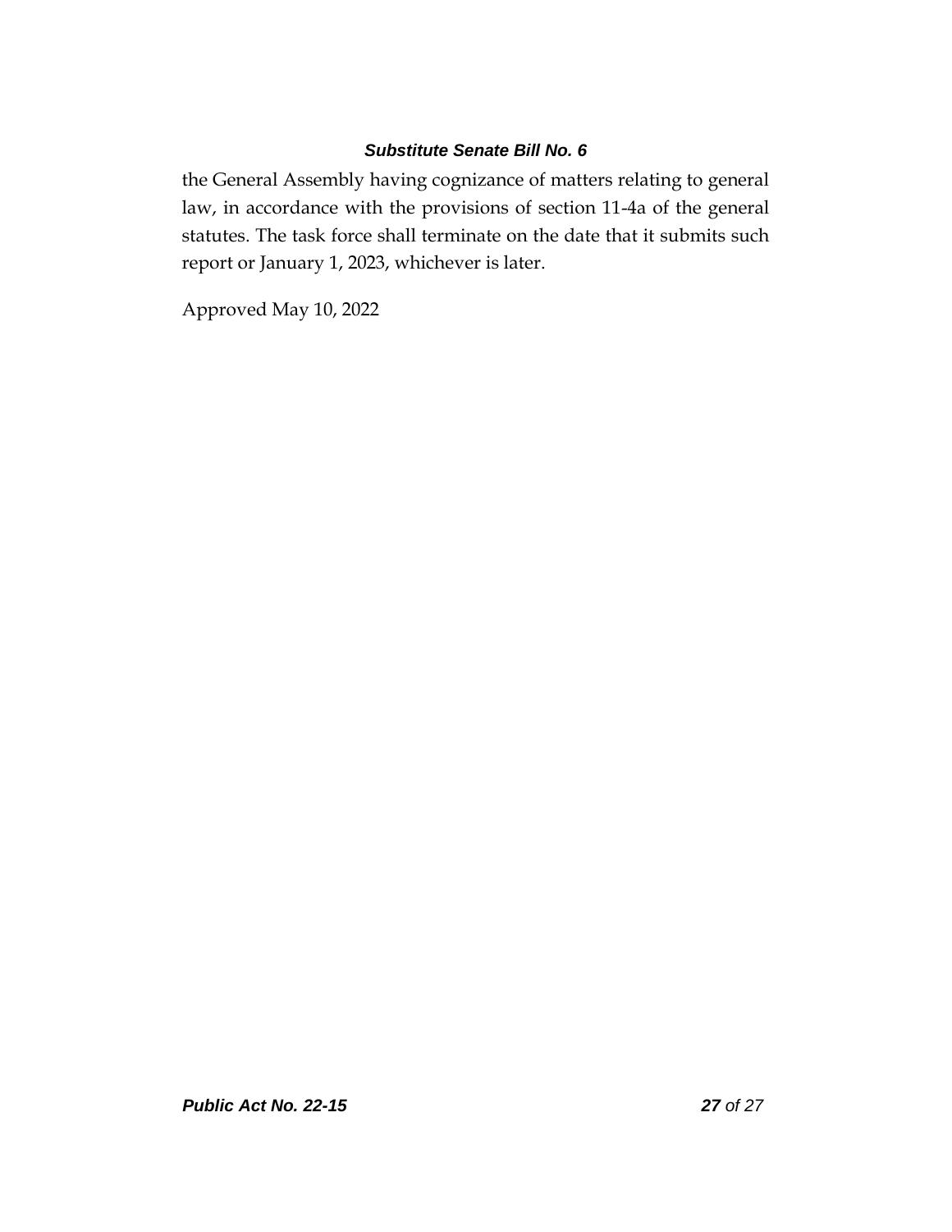the General Assembly having cognizance of matters relating to general law, in accordance with the provisions of section 11-4a of the general statutes. The task force shall terminate on the date that it submits such report or January 1, 2023, whichever is later.

Approved May 10, 2022